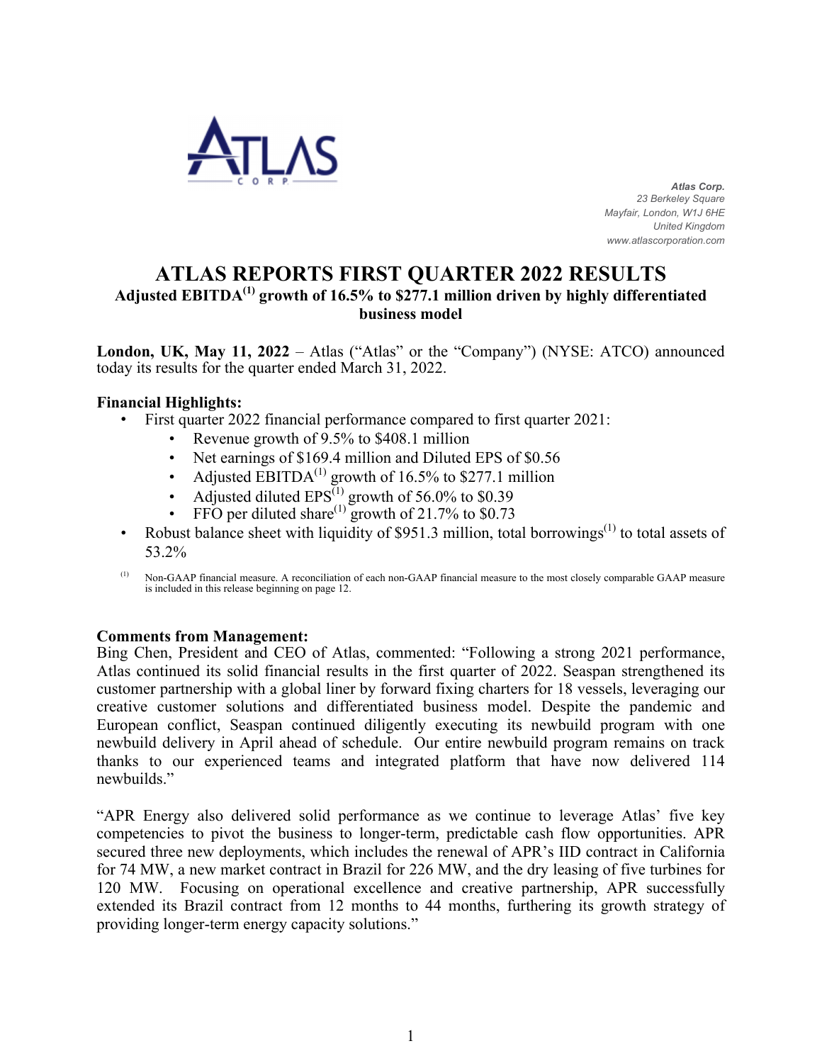*Atlas Corp.*
*23 Berkeley Square*
*Mayfair, London, W1J 6HE*
*United Kingdom*
*www.atlascorporation.com*

# ATLAS REPORTS FIRST QUARTER 2022 RESULTS

## Adjusted EBITDA[1] growth of 16.5% to $277.1 million driven by highly differentiated business model

**London, UK, May 11, 2022** – Atlas ("Atlas" or the "Company") (NYSE: ATCO) announced today its results for the quarter ended March 31, 2022.

**Financial Highlights:**

- First quarter 2022 financial performance compared to first quarter 2021:
  - Revenue growth of 9.5% to $408.1 million
  - Net earnings of $169.4 million and Diluted EPS of $0.56
  - Adjusted EBITDA[1] growth of 16.5% to $277.1 million
  - Adjusted diluted EPS[1] growth of 56.0% to $0.39
  - FFO per diluted share[1] growth of 21.7% to $0.73
- Robust balance sheet with liquidity of $951.3 million, total borrowings[1] to total assets of 53.2%

[1] Non-GAAP financial measure. A reconciliation of each non-GAAP financial measure to the most closely comparable GAAP measure is included in this release beginning on page 12.

**Comments from Management:**

Bing Chen, President and CEO of Atlas, commented: "Following a strong 2021 performance, Atlas continued its solid financial results in the first quarter of 2022. Seaspan strengthened its customer partnership with a global liner by forward fixing charters for 18 vessels, leveraging our creative customer solutions and differentiated business model. Despite the pandemic and European conflict, Seaspan continued diligently executing its newbuild program with one newbuild delivery in April ahead of schedule. Our entire newbuild program remains on track thanks to our experienced teams and integrated platform that have now delivered 114 newbuilds."

"APR Energy also delivered solid performance as we continue to leverage Atlas' five key competencies to pivot the business to longer-term, predictable cash flow opportunities. APR secured three new deployments, which includes the renewal of APR's IID contract in California for 74 MW, a new market contract in Brazil for 226 MW, and the dry leasing of five turbines for 120 MW. Focusing on operational excellence and creative partnership, APR successfully extended its Brazil contract from 12 months to 44 months, furthering its growth strategy of providing longer-term energy capacity solutions."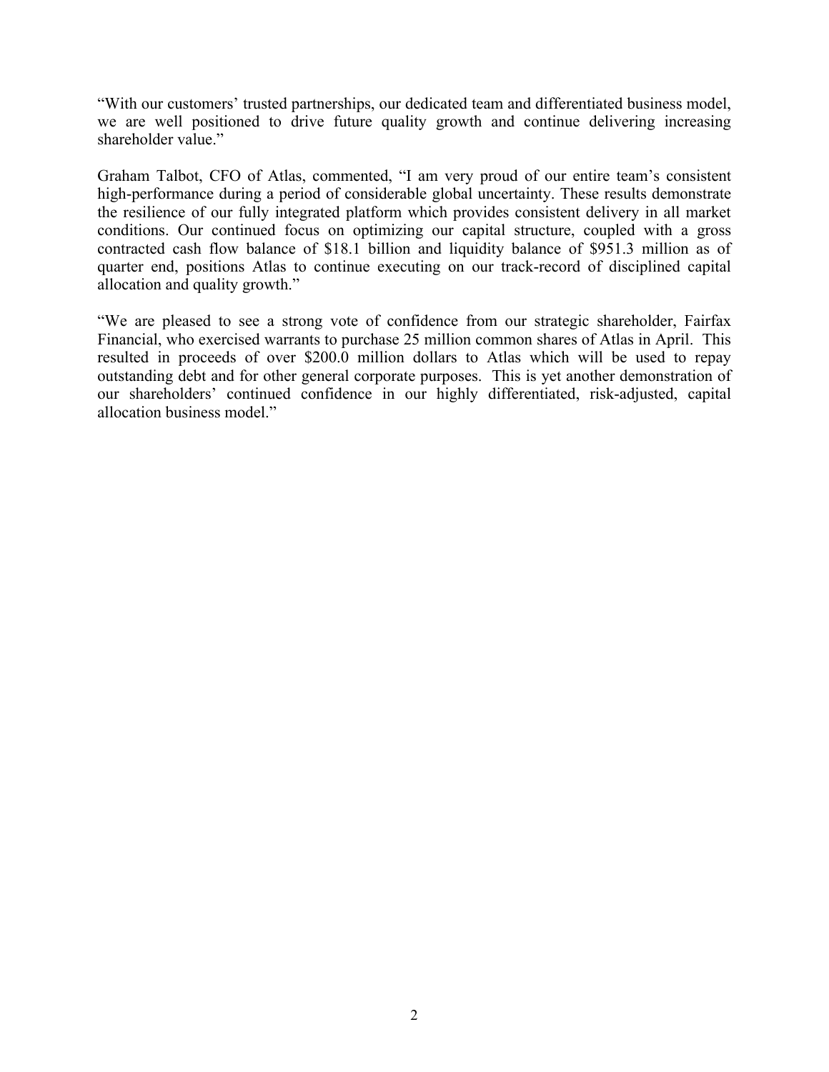"With our customers' trusted partnerships, our dedicated team and differentiated business model, we are well positioned to drive future quality growth and continue delivering increasing shareholder value."

Graham Talbot, CFO of Atlas, commented, "I am very proud of our entire team's consistent high-performance during a period of considerable global uncertainty. These results demonstrate the resilience of our fully integrated platform which provides consistent delivery in all market conditions. Our continued focus on optimizing our capital structure, coupled with a gross contracted cash flow balance of $18.1 billion and liquidity balance of $951.3 million as of quarter end, positions Atlas to continue executing on our track-record of disciplined capital allocation and quality growth."

"We are pleased to see a strong vote of confidence from our strategic shareholder, Fairfax Financial, who exercised warrants to purchase 25 million common shares of Atlas in April. This resulted in proceeds of over $200.0 million dollars to Atlas which will be used to repay outstanding debt and for other general corporate purposes. This is yet another demonstration of our shareholders' continued confidence in our highly differentiated, risk-adjusted, capital allocation business model."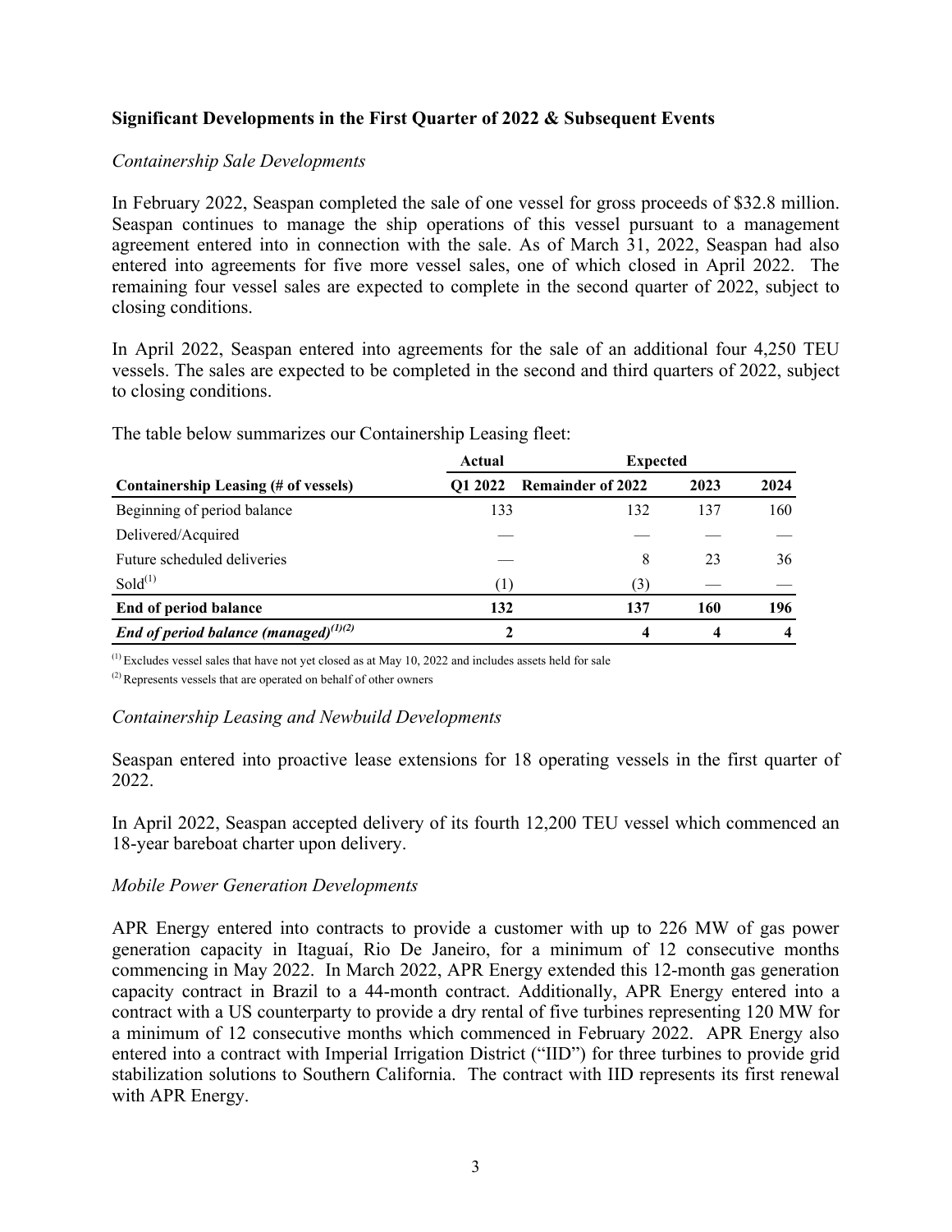### Significant Developments in the First Quarter of 2022 & Subsequent Events

*Containership Sale Developments*

In February 2022, Seaspan completed the sale of one vessel for gross proceeds of $32.8 million. Seaspan continues to manage the ship operations of this vessel pursuant to a management agreement entered into in connection with the sale. As of March 31, 2022, Seaspan had also entered into agreements for five more vessel sales, one of which closed in April 2022. The remaining four vessel sales are expected to complete in the second quarter of 2022, subject to closing conditions.

In April 2022, Seaspan entered into agreements for the sale of an additional four 4,250 TEU vessels. The sales are expected to be completed in the second and third quarters of 2022, subject to closing conditions.

The table below summarizes our Containership Leasing fleet:

| | Actual | Expected | | |
|---|---|---|---|---|
| **Containership Leasing (# of vessels)** | **Q1 2022** | **Remainder of 2022** | **2023** | **2024** |
| Beginning of period balance | 133 | 132 | 137 | 160 |
| Delivered/Acquired | — | — | — | — |
| Future scheduled deliveries | — | 8 | 23 | 36 |
| Sold[1] | (1) | (3) | — | — |
| **End of period balance** | **132** | **137** | **160** | **196** |
| ***End of period balance (managed)[1][2]*** | **2** | **4** | **4** | **4** |

[1] Excludes vessel sales that have not yet closed as at May 10, 2022 and includes assets held for sale

[2] Represents vessels that are operated on behalf of other owners

*Containership Leasing and Newbuild Developments*

Seaspan entered into proactive lease extensions for 18 operating vessels in the first quarter of 2022.

In April 2022, Seaspan accepted delivery of its fourth 12,200 TEU vessel which commenced an 18-year bareboat charter upon delivery.

*Mobile Power Generation Developments*

APR Energy entered into contracts to provide a customer with up to 226 MW of gas power generation capacity in Itaguaí, Rio De Janeiro, for a minimum of 12 consecutive months commencing in May 2022. In March 2022, APR Energy extended this 12-month gas generation capacity contract in Brazil to a 44-month contract. Additionally, APR Energy entered into a contract with a US counterparty to provide a dry rental of five turbines representing 120 MW for a minimum of 12 consecutive months which commenced in February 2022. APR Energy also entered into a contract with Imperial Irrigation District ("IID") for three turbines to provide grid stabilization solutions to Southern California. The contract with IID represents its first renewal with APR Energy.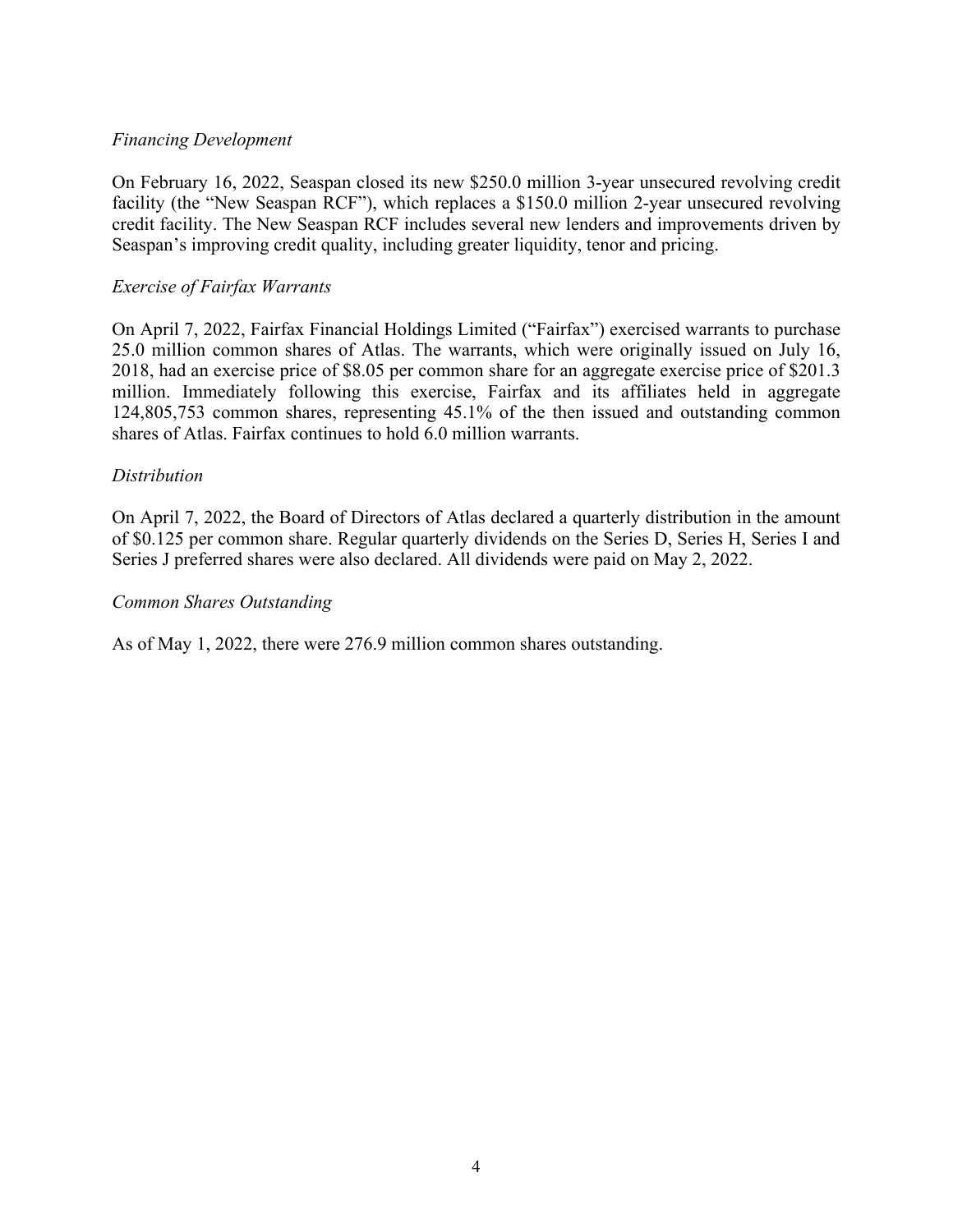*Financing Development*

On February 16, 2022, Seaspan closed its new $250.0 million 3-year unsecured revolving credit facility (the "New Seaspan RCF"), which replaces a $150.0 million 2-year unsecured revolving credit facility. The New Seaspan RCF includes several new lenders and improvements driven by Seaspan's improving credit quality, including greater liquidity, tenor and pricing.

*Exercise of Fairfax Warrants*

On April 7, 2022, Fairfax Financial Holdings Limited ("Fairfax") exercised warrants to purchase 25.0 million common shares of Atlas. The warrants, which were originally issued on July 16, 2018, had an exercise price of $8.05 per common share for an aggregate exercise price of $201.3 million. Immediately following this exercise, Fairfax and its affiliates held in aggregate 124,805,753 common shares, representing 45.1% of the then issued and outstanding common shares of Atlas. Fairfax continues to hold 6.0 million warrants.

*Distribution*

On April 7, 2022, the Board of Directors of Atlas declared a quarterly distribution in the amount of $0.125 per common share. Regular quarterly dividends on the Series D, Series H, Series I and Series J preferred shares were also declared. All dividends were paid on May 2, 2022.

*Common Shares Outstanding*

As of May 1, 2022, there were 276.9 million common shares outstanding.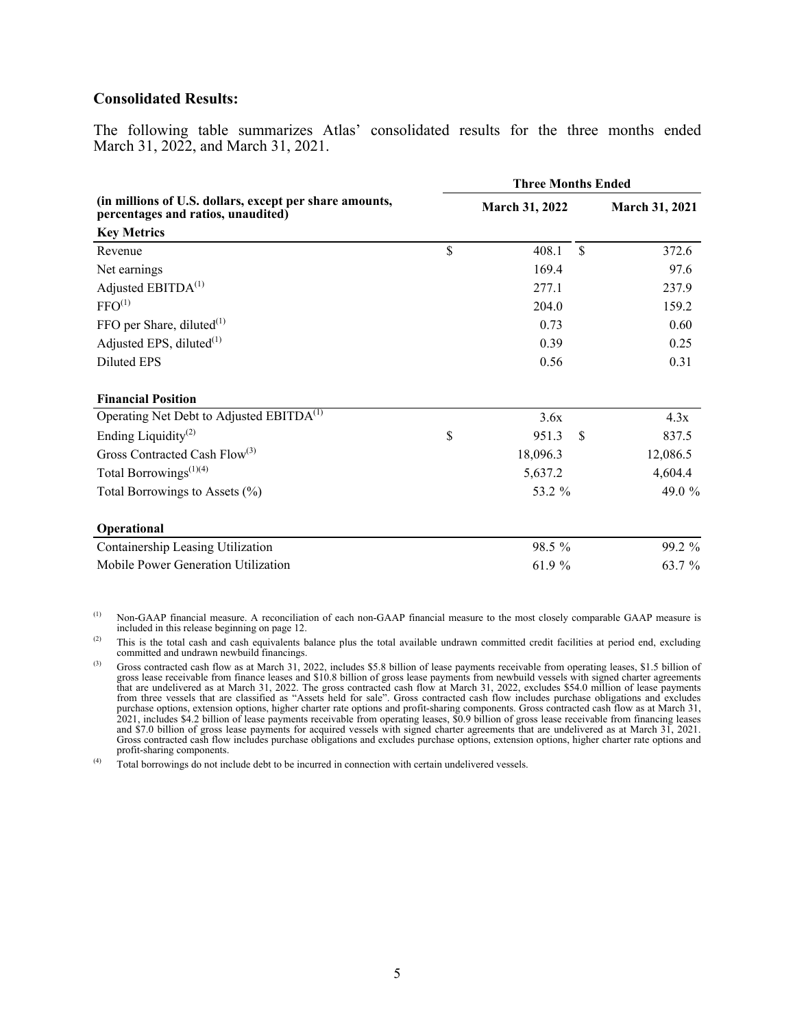### Consolidated Results:

The following table summarizes Atlas' consolidated results for the three months ended March 31, 2022, and March 31, 2021.

| (in millions of U.S. dollars, except per share amounts, percentages and ratios, unaudited) | Three Months Ended | |
|---|---|---|
| | March 31, 2022 | March 31, 2021 |
| **Key Metrics** | | |
| Revenue | $ 408.1 | $ 372.6 |
| Net earnings | 169.4 | 97.6 |
| Adjusted EBITDA[(1)] | 277.1 | 237.9 |
| FFO[(1)] | 204.0 | 159.2 |
| FFO per Share, diluted[(1)] | 0.73 | 0.60 |
| Adjusted EPS, diluted[(1)] | 0.39 | 0.25 |
| Diluted EPS | 0.56 | 0.31 |
| **Financial Position** | | |
| Operating Net Debt to Adjusted EBITDA[(1)] | 3.6x | 4.3x |
| Ending Liquidity[(2)] | $ 951.3 | $ 837.5 |
| Gross Contracted Cash Flow[(3)] | 18,096.3 | 12,086.5 |
| Total Borrowings[(1)(4)] | 5,637.2 | 4,604.4 |
| Total Borrowings to Assets (%) | 53.2 % | 49.0 % |
| **Operational** | | |
| Containership Leasing Utilization | 98.5 % | 99.2 % |
| Mobile Power Generation Utilization | 61.9 % | 63.7 % |

(1) Non-GAAP financial measure. A reconciliation of each non-GAAP financial measure to the most closely comparable GAAP measure is included in this release beginning on page 12.

(2) This is the total cash and cash equivalents balance plus the total available undrawn committed credit facilities at period end, excluding committed and undrawn newbuild financings.

(3) Gross contracted cash flow as at March 31, 2022, includes $5.8 billion of lease payments receivable from operating leases, $1.5 billion of gross lease receivable from finance leases and $10.8 billion of gross lease payments from newbuild vessels with signed charter agreements that are undelivered as at March 31, 2022. The gross contracted cash flow at March 31, 2022, excludes $54.0 million of lease payments from three vessels that are classified as "Assets held for sale". Gross contracted cash flow includes purchase obligations and excludes purchase options, extension options, higher charter rate options and profit-sharing components. Gross contracted cash flow as at March 31, 2021, includes $4.2 billion of lease payments receivable from operating leases, $0.9 billion of gross lease receivable from financing leases and $7.0 billion of gross lease payments for acquired vessels with signed charter agreements that are undelivered as at March 31, 2021. Gross contracted cash flow includes purchase obligations and excludes purchase options, extension options, higher charter rate options and profit-sharing components.

(4) Total borrowings do not include debt to be incurred in connection with certain undelivered vessels.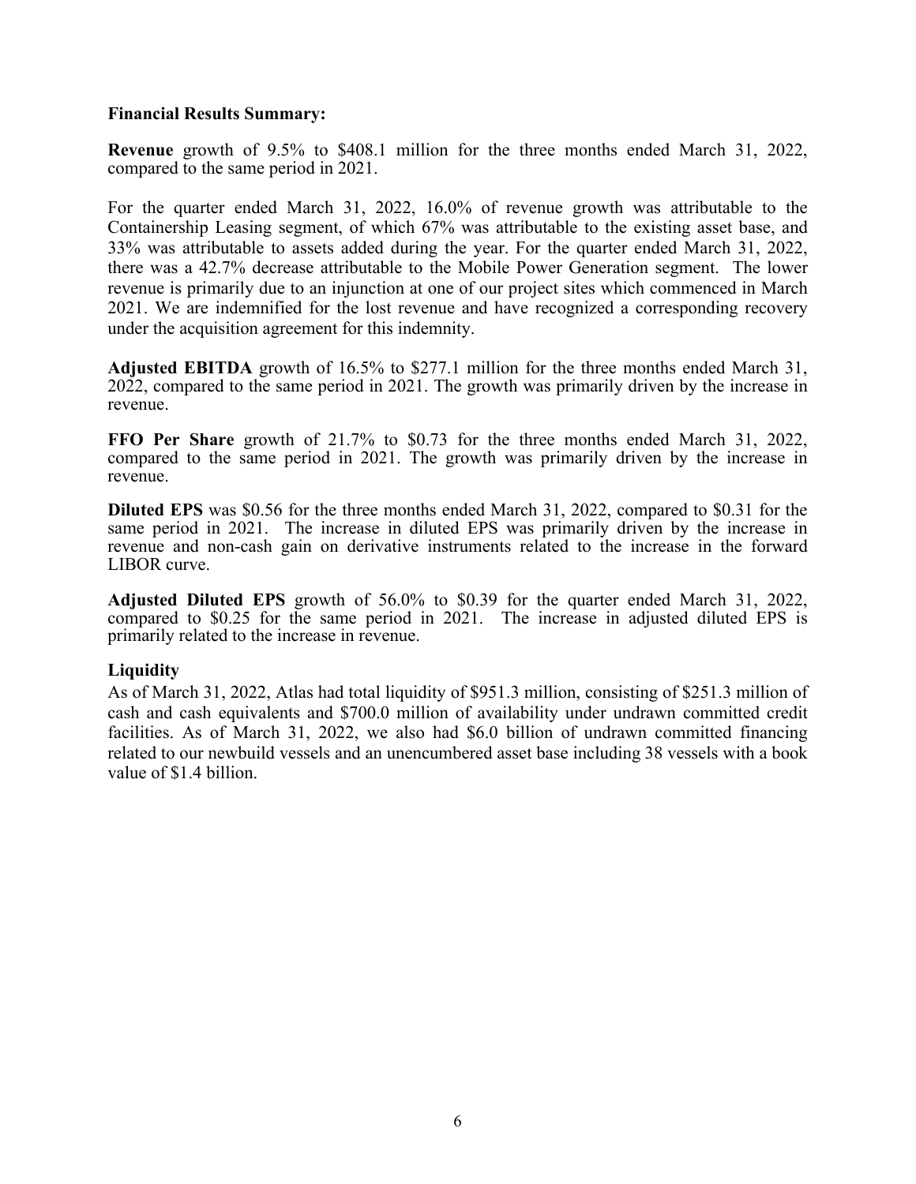**Financial Results Summary:**

**Revenue** growth of 9.5% to $408.1 million for the three months ended March 31, 2022, compared to the same period in 2021.

For the quarter ended March 31, 2022, 16.0% of revenue growth was attributable to the Containership Leasing segment, of which 67% was attributable to the existing asset base, and 33% was attributable to assets added during the year. For the quarter ended March 31, 2022, there was a 42.7% decrease attributable to the Mobile Power Generation segment. The lower revenue is primarily due to an injunction at one of our project sites which commenced in March 2021. We are indemnified for the lost revenue and have recognized a corresponding recovery under the acquisition agreement for this indemnity.

**Adjusted EBITDA** growth of 16.5% to $277.1 million for the three months ended March 31, 2022, compared to the same period in 2021. The growth was primarily driven by the increase in revenue.

**FFO Per Share** growth of 21.7% to $0.73 for the three months ended March 31, 2022, compared to the same period in 2021. The growth was primarily driven by the increase in revenue.

**Diluted EPS** was $0.56 for the three months ended March 31, 2022, compared to $0.31 for the same period in 2021. The increase in diluted EPS was primarily driven by the increase in revenue and non-cash gain on derivative instruments related to the increase in the forward LIBOR curve.

**Adjusted Diluted EPS** growth of 56.0% to $0.39 for the quarter ended March 31, 2022, compared to $0.25 for the same period in 2021. The increase in adjusted diluted EPS is primarily related to the increase in revenue.

**Liquidity**

As of March 31, 2022, Atlas had total liquidity of $951.3 million, consisting of $251.3 million of cash and cash equivalents and $700.0 million of availability under undrawn committed credit facilities. As of March 31, 2022, we also had $6.0 billion of undrawn committed financing related to our newbuild vessels and an unencumbered asset base including 38 vessels with a book value of $1.4 billion.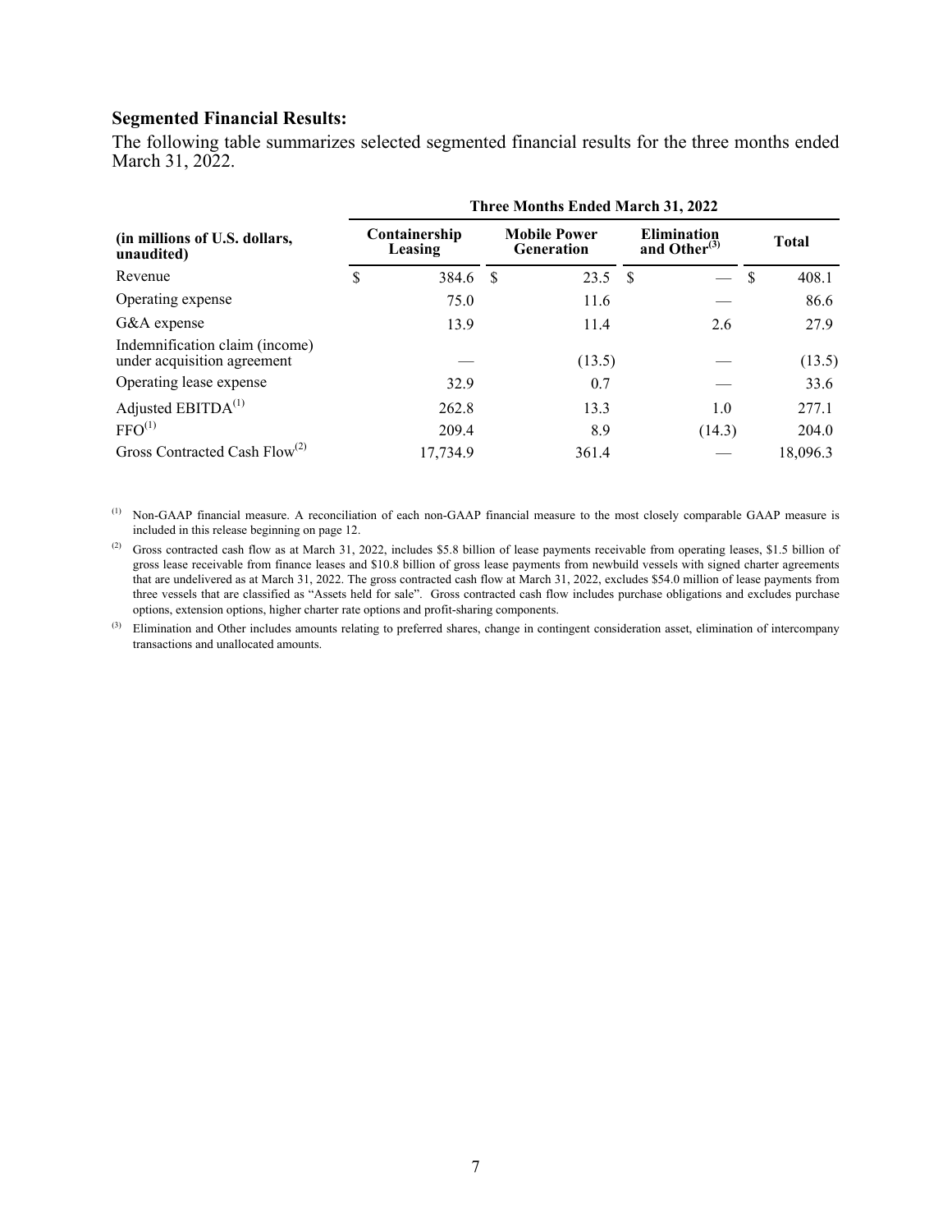**Segmented Financial Results:**

The following table summarizes selected segmented financial results for the three months ended March 31, 2022.

| (in millions of U.S. dollars, unaudited) | Three Months Ended March 31, 2022 | | | |
|---|---|---|---|---|
| | Containership Leasing | Mobile Power Generation | Elimination and Other[3] | Total |
| Revenue | $ 384.6 | $ 23.5 | $ — | $ 408.1 |
| Operating expense | 75.0 | 11.6 | — | 86.6 |
| G&A expense | 13.9 | 11.4 | 2.6 | 27.9 |
| Indemnification claim (income) under acquisition agreement | — | (13.5) | — | (13.5) |
| Operating lease expense | 32.9 | 0.7 | — | 33.6 |
| Adjusted EBITDA[1] | 262.8 | 13.3 | 1.0 | 277.1 |
| FFO[1] | 209.4 | 8.9 | (14.3) | 204.0 |
| Gross Contracted Cash Flow[2] | 17,734.9 | 361.4 | — | 18,096.3 |

(1) Non-GAAP financial measure. A reconciliation of each non-GAAP financial measure to the most closely comparable GAAP measure is included in this release beginning on page 12.

(2) Gross contracted cash flow as at March 31, 2022, includes $5.8 billion of lease payments receivable from operating leases, $1.5 billion of gross lease receivable from finance leases and $10.8 billion of gross lease payments from newbuild vessels with signed charter agreements that are undelivered as at March 31, 2022. The gross contracted cash flow at March 31, 2022, excludes $54.0 million of lease payments from three vessels that are classified as "Assets held for sale". Gross contracted cash flow includes purchase obligations and excludes purchase options, extension options, higher charter rate options and profit-sharing components.

(3) Elimination and Other includes amounts relating to preferred shares, change in contingent consideration asset, elimination of intercompany transactions and unallocated amounts.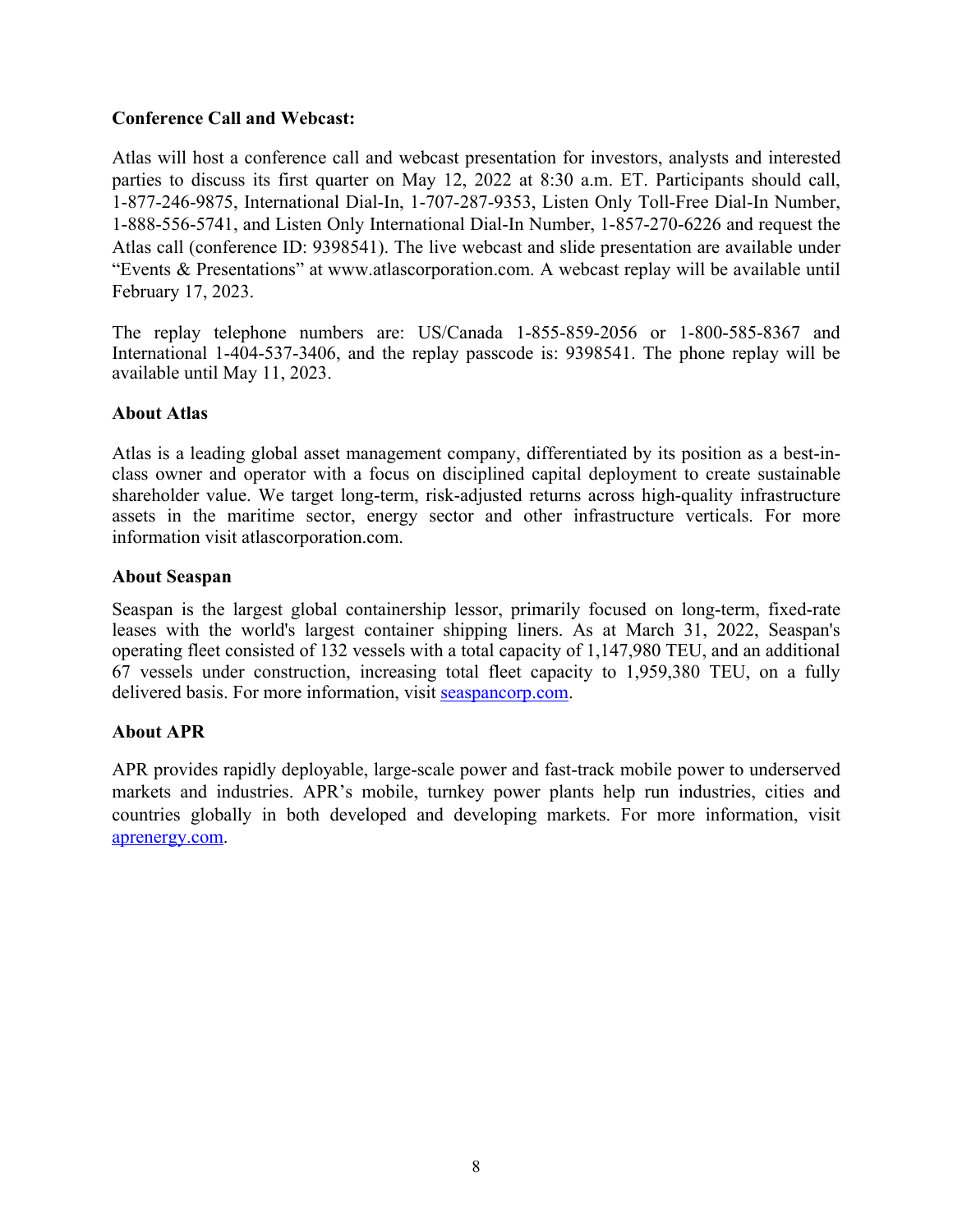**Conference Call and Webcast:**

Atlas will host a conference call and webcast presentation for investors, analysts and interested parties to discuss its first quarter on May 12, 2022 at 8:30 a.m. ET. Participants should call, 1-877-246-9875, International Dial-In, 1-707-287-9353, Listen Only Toll-Free Dial-In Number, 1-888-556-5741, and Listen Only International Dial-In Number, 1-857-270-6226 and request the Atlas call (conference ID: 9398541). The live webcast and slide presentation are available under "Events & Presentations" at www.atlascorporation.com. A webcast replay will be available until February 17, 2023.

The replay telephone numbers are: US/Canada 1-855-859-2056 or 1-800-585-8367 and International 1-404-537-3406, and the replay passcode is: 9398541. The phone replay will be available until May 11, 2023.

**About Atlas**

Atlas is a leading global asset management company, differentiated by its position as a best-in-class owner and operator with a focus on disciplined capital deployment to create sustainable shareholder value. We target long-term, risk-adjusted returns across high-quality infrastructure assets in the maritime sector, energy sector and other infrastructure verticals. For more information visit atlascorporation.com.

**About Seaspan**

Seaspan is the largest global containership lessor, primarily focused on long-term, fixed-rate leases with the world's largest container shipping liners. As at March 31, 2022, Seaspan's operating fleet consisted of 132 vessels with a total capacity of 1,147,980 TEU, and an additional 67 vessels under construction, increasing total fleet capacity to 1,959,380 TEU, on a fully delivered basis. For more information, visit seaspancorp.com.

**About APR**

APR provides rapidly deployable, large-scale power and fast-track mobile power to underserved markets and industries. APR's mobile, turnkey power plants help run industries, cities and countries globally in both developed and developing markets. For more information, visit aprenergy.com.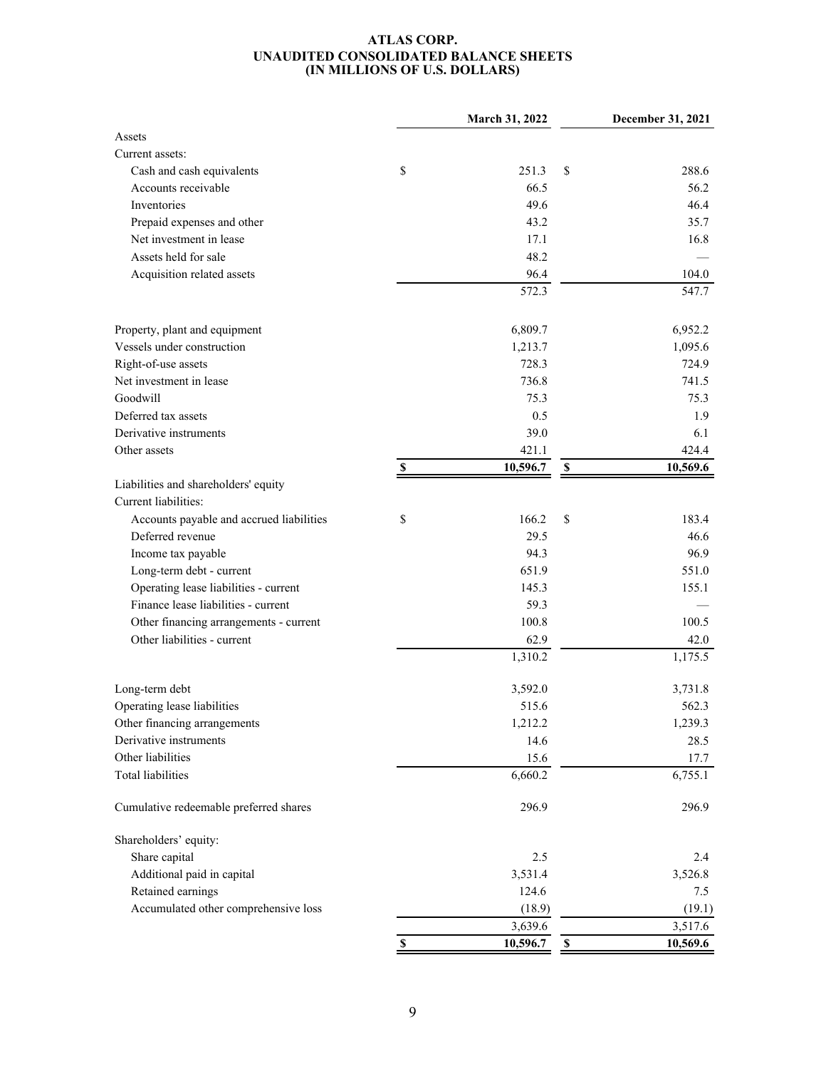# ATLAS CORP.
## UNAUDITED CONSOLIDATED BALANCE SHEETS
## (IN MILLIONS OF U.S. DOLLARS)

| | March 31, 2022 | December 31, 2021 |
|---|---|---|
| Assets | | |
| Current assets: | | |
| Cash and cash equivalents | $ 251.3 | $ 288.6 |
| Accounts receivable | 66.5 | 56.2 |
| Inventories | 49.6 | 46.4 |
| Prepaid expenses and other | 43.2 | 35.7 |
| Net investment in lease | 17.1 | 16.8 |
| Assets held for sale | 48.2 | — |
| Acquisition related assets | 96.4 | 104.0 |
| | 572.3 | 547.7 |
| Property, plant and equipment | 6,809.7 | 6,952.2 |
| Vessels under construction | 1,213.7 | 1,095.6 |
| Right-of-use assets | 728.3 | 724.9 |
| Net investment in lease | 736.8 | 741.5 |
| Goodwill | 75.3 | 75.3 |
| Deferred tax assets | 0.5 | 1.9 |
| Derivative instruments | 39.0 | 6.1 |
| Other assets | 421.1 | 424.4 |
| | **$ 10,596.7** | **$ 10,569.6** |
| Liabilities and shareholders' equity | | |
| Current liabilities: | | |
| Accounts payable and accrued liabilities | $ 166.2 | $ 183.4 |
| Deferred revenue | 29.5 | 46.6 |
| Income tax payable | 94.3 | 96.9 |
| Long-term debt - current | 651.9 | 551.0 |
| Operating lease liabilities - current | 145.3 | 155.1 |
| Finance lease liabilities - current | 59.3 | — |
| Other financing arrangements - current | 100.8 | 100.5 |
| Other liabilities - current | 62.9 | 42.0 |
| | 1,310.2 | 1,175.5 |
| Long-term debt | 3,592.0 | 3,731.8 |
| Operating lease liabilities | 515.6 | 562.3 |
| Other financing arrangements | 1,212.2 | 1,239.3 |
| Derivative instruments | 14.6 | 28.5 |
| Other liabilities | 15.6 | 17.7 |
| Total liabilities | 6,660.2 | 6,755.1 |
| Cumulative redeemable preferred shares | 296.9 | 296.9 |
| Shareholders' equity: | | |
| Share capital | 2.5 | 2.4 |
| Additional paid in capital | 3,531.4 | 3,526.8 |
| Retained earnings | 124.6 | 7.5 |
| Accumulated other comprehensive loss | (18.9) | (19.1) |
| | 3,639.6 | 3,517.6 |
| | **$ 10,596.7** | **$ 10,569.6** |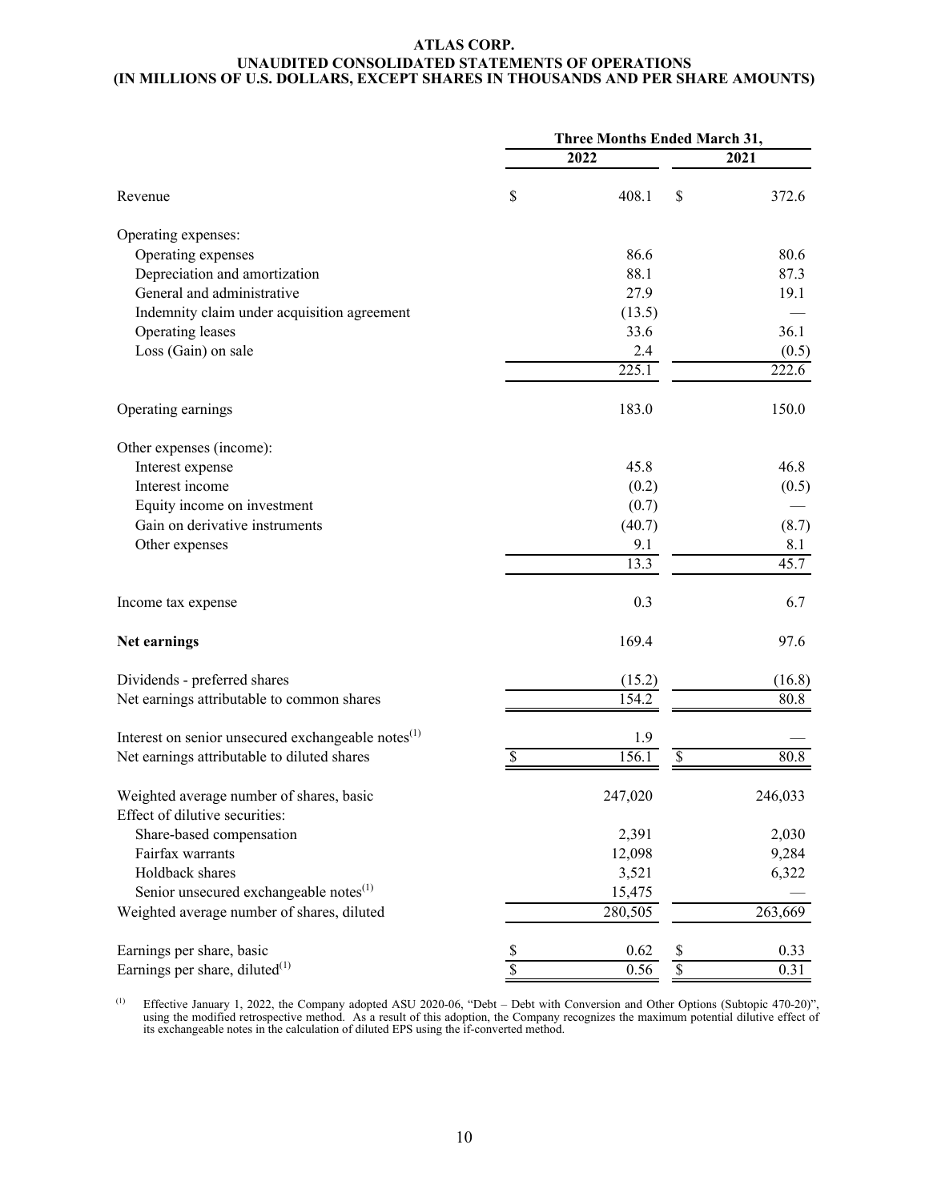# ATLAS CORP.

## UNAUDITED CONSOLIDATED STATEMENTS OF OPERATIONS

### (IN MILLIONS OF U.S. DOLLARS, EXCEPT SHARES IN THOUSANDS AND PER SHARE AMOUNTS)

| | Three Months Ended March 31, | |
|---|---|---|
| | 2022 | 2021 |
| Revenue | $ 408.1 | $ 372.6 |
| Operating expenses: | | |
| Operating expenses | 86.6 | 80.6 |
| Depreciation and amortization | 88.1 | 87.3 |
| General and administrative | 27.9 | 19.1 |
| Indemnity claim under acquisition agreement | (13.5) | — |
| Operating leases | 33.6 | 36.1 |
| Loss (Gain) on sale | 2.4 | (0.5) |
| | 225.1 | 222.6 |
| Operating earnings | 183.0 | 150.0 |
| Other expenses (income): | | |
| Interest expense | 45.8 | 46.8 |
| Interest income | (0.2) | (0.5) |
| Equity income on investment | (0.7) | — |
| Gain on derivative instruments | (40.7) | (8.7) |
| Other expenses | 9.1 | 8.1 |
| | 13.3 | 45.7 |
| Income tax expense | 0.3 | 6.7 |
| **Net earnings** | 169.4 | 97.6 |
| Dividends - preferred shares | (15.2) | (16.8) |
| Net earnings attributable to common shares | 154.2 | 80.8 |
| Interest on senior unsecured exchangeable notes[(1)] | 1.9 | — |
| Net earnings attributable to diluted shares | $ 156.1 | $ 80.8 |
| Weighted average number of shares, basic | 247,020 | 246,033 |
| Effect of dilutive securities: | | |
| Share-based compensation | 2,391 | 2,030 |
| Fairfax warrants | 12,098 | 9,284 |
| Holdback shares | 3,521 | 6,322 |
| Senior unsecured exchangeable notes[(1)] | 15,475 | — |
| Weighted average number of shares, diluted | 280,505 | 263,669 |
| Earnings per share, basic | $ 0.62 | $ 0.33 |
| Earnings per share, diluted[(1)] | $ 0.56 | $ 0.31 |

(1) Effective January 1, 2022, the Company adopted ASU 2020-06, "Debt – Debt with Conversion and Other Options (Subtopic 470-20)", using the modified retrospective method. As a result of this adoption, the Company recognizes the maximum potential dilutive effect of its exchangeable notes in the calculation of diluted EPS using the if-converted method.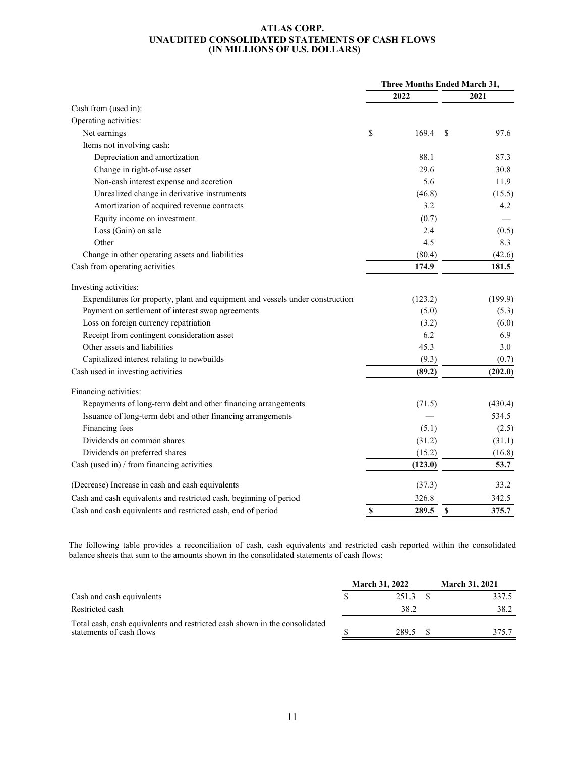**ATLAS CORP.**
**UNAUDITED CONSOLIDATED STATEMENTS OF CASH FLOWS**
**(IN MILLIONS OF U.S. DOLLARS)**

| | Three Months Ended March 31, | |
|---|---|---|
| | 2022 | 2021 |
| Cash from (used in): | | |
| Operating activities: | | |
| Net earnings | $ 169.4 | $ 97.6 |
| Items not involving cash: | | |
| Depreciation and amortization | 88.1 | 87.3 |
| Change in right-of-use asset | 29.6 | 30.8 |
| Non-cash interest expense and accretion | 5.6 | 11.9 |
| Unrealized change in derivative instruments | (46.8) | (15.5) |
| Amortization of acquired revenue contracts | 3.2 | 4.2 |
| Equity income on investment | (0.7) | — |
| Loss (Gain) on sale | 2.4 | (0.5) |
| Other | 4.5 | 8.3 |
| Change in other operating assets and liabilities | (80.4) | (42.6) |
| Cash from operating activities | **174.9** | **181.5** |
| Investing activities: | | |
| Expenditures for property, plant and equipment and vessels under construction | (123.2) | (199.9) |
| Payment on settlement of interest swap agreements | (5.0) | (5.3) |
| Loss on foreign currency repatriation | (3.2) | (6.0) |
| Receipt from contingent consideration asset | 6.2 | 6.9 |
| Other assets and liabilities | 45.3 | 3.0 |
| Capitalized interest relating to newbuilds | (9.3) | (0.7) |
| Cash used in investing activities | **(89.2)** | **(202.0)** |
| Financing activities: | | |
| Repayments of long-term debt and other financing arrangements | (71.5) | (430.4) |
| Issuance of long-term debt and other financing arrangements | — | 534.5 |
| Financing fees | (5.1) | (2.5) |
| Dividends on common shares | (31.2) | (31.1) |
| Dividends on preferred shares | (15.2) | (16.8) |
| Cash (used in) / from financing activities | **(123.0)** | **53.7** |
| (Decrease) Increase in cash and cash equivalents | (37.3) | 33.2 |
| Cash and cash equivalents and restricted cash, beginning of period | 326.8 | 342.5 |
| Cash and cash equivalents and restricted cash, end of period | **$ 289.5** | **$ 375.7** |

The following table provides a reconciliation of cash, cash equivalents and restricted cash reported within the consolidated balance sheets that sum to the amounts shown in the consolidated statements of cash flows:

| | March 31, 2022 | March 31, 2021 |
|---|---|---|
| Cash and cash equivalents | $ 251.3 | $ 337.5 |
| Restricted cash | 38.2 | 38.2 |
| Total cash, cash equivalents and restricted cash shown in the consolidated statements of cash flows | $ 289.5 | $ 375.7 |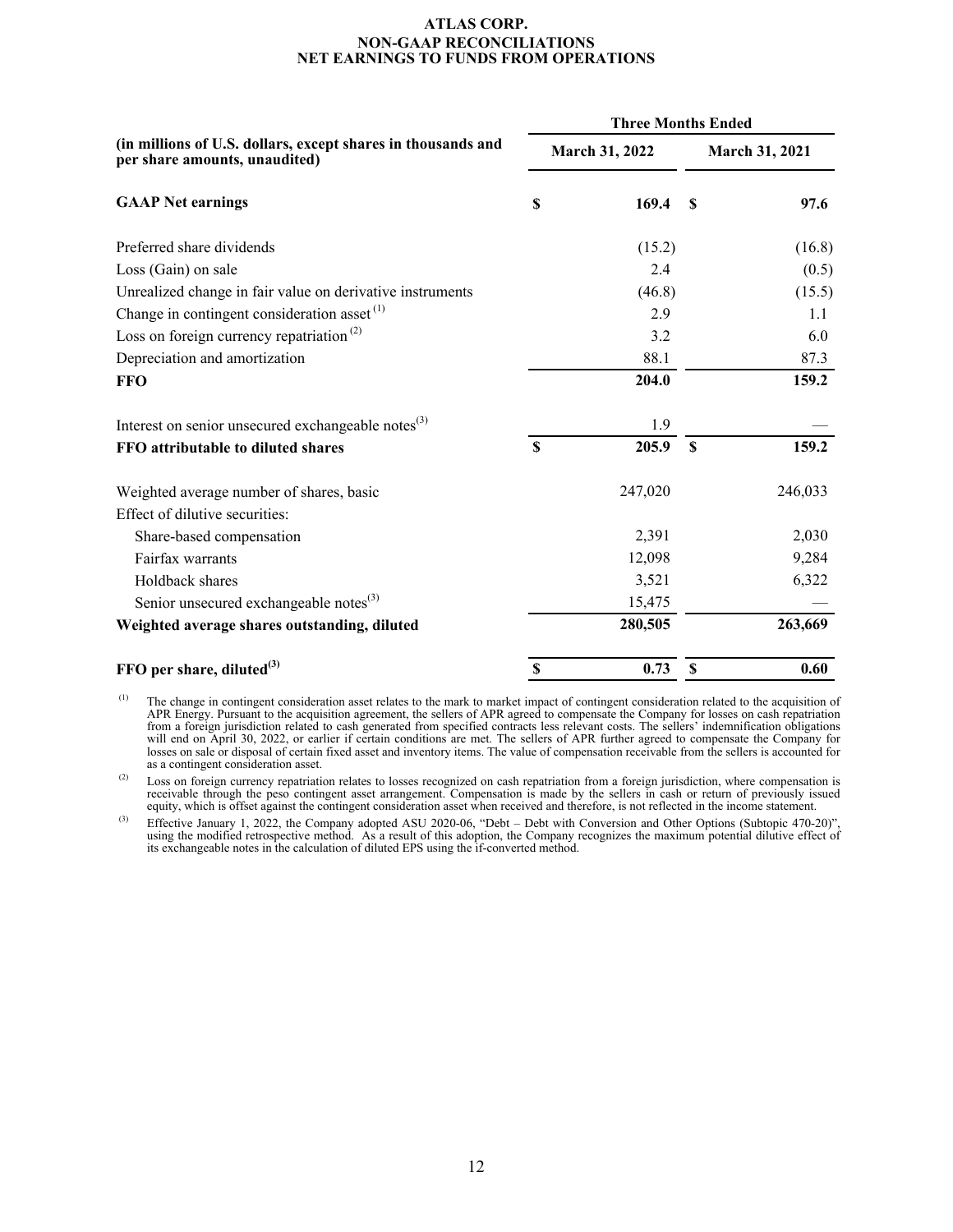# ATLAS CORP.
## NON-GAAP RECONCILIATIONS
## NET EARNINGS TO FUNDS FROM OPERATIONS

| (in millions of U.S. dollars, except shares in thousands and per share amounts, unaudited) | Three Months Ended | |
|---|---|---|
| | March 31, 2022 | March 31, 2021 |
| **GAAP Net earnings** | **$ 169.4** | **$ 97.6** |
| Preferred share dividends | (15.2) | (16.8) |
| Loss (Gain) on sale | 2.4 | (0.5) |
| Unrealized change in fair value on derivative instruments | (46.8) | (15.5) |
| Change in contingent consideration asset [(1)] | 2.9 | 1.1 |
| Loss on foreign currency repatriation [(2)] | 3.2 | 6.0 |
| Depreciation and amortization | 88.1 | 87.3 |
| **FFO** | **204.0** | **159.2** |
| Interest on senior unsecured exchangeable notes[(3)] | 1.9 | — |
| **FFO attributable to diluted shares** | **$ 205.9** | **$ 159.2** |
| Weighted average number of shares, basic | 247,020 | 246,033 |
| Effect of dilutive securities: | | |
| Share-based compensation | 2,391 | 2,030 |
| Fairfax warrants | 12,098 | 9,284 |
| Holdback shares | 3,521 | 6,322 |
| Senior unsecured exchangeable notes[(3)] | 15,475 | — |
| **Weighted average shares outstanding, diluted** | **280,505** | **263,669** |
| **FFO per share, diluted[(3)]** | **$ 0.73** | **$ 0.60** |

(1) The change in contingent consideration asset relates to the mark to market impact of contingent consideration related to the acquisition of APR Energy. Pursuant to the acquisition agreement, the sellers of APR agreed to compensate the Company for losses on cash repatriation from a foreign jurisdiction related to cash generated from specified contracts less relevant costs. The sellers' indemnification obligations will end on April 30, 2022, or earlier if certain conditions are met. The sellers of APR further agreed to compensate the Company for losses on sale or disposal of certain fixed asset and inventory items. The value of compensation receivable from the sellers is accounted for as a contingent consideration asset.

(2) Loss on foreign currency repatriation relates to losses recognized on cash repatriation from a foreign jurisdiction, where compensation is receivable through the peso contingent asset arrangement. Compensation is made by the sellers in cash or return of previously issued equity, which is offset against the contingent consideration asset when received and therefore, is not reflected in the income statement.

(3) Effective January 1, 2022, the Company adopted ASU 2020-06, "Debt – Debt with Conversion and Other Options (Subtopic 470-20)", using the modified retrospective method. As a result of this adoption, the Company recognizes the maximum potential dilutive effect of its exchangeable notes in the calculation of diluted EPS using the if-converted method.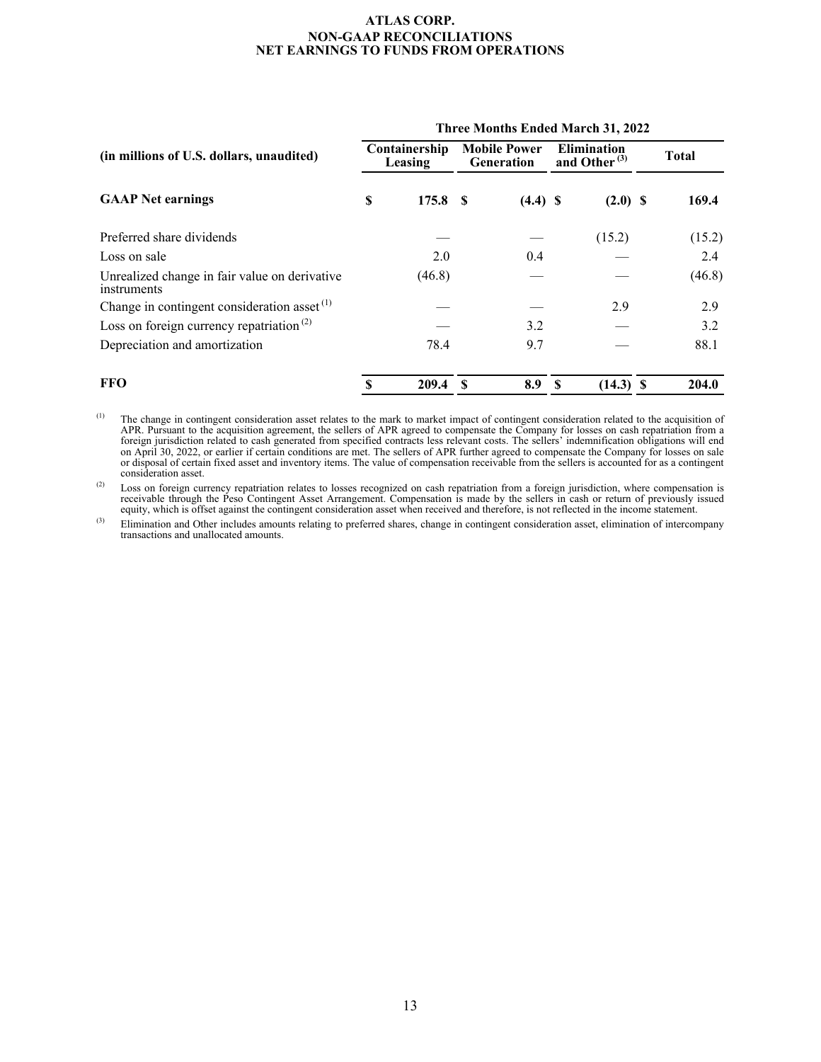# ATLAS CORP.
## NON-GAAP RECONCILIATIONS
## NET EARNINGS TO FUNDS FROM OPERATIONS

| | Three Months Ended March 31, 2022 | | | |
|---|---|---|---|---|
| (in millions of U.S. dollars, unaudited) | Containership Leasing | Mobile Power Generation | Elimination and Other [3] | Total |
| **GAAP Net earnings** | **$ 175.8** | **$ (4.4)** | **$ (2.0)** | **$ 169.4** |
| Preferred share dividends | — | — | (15.2) | (15.2) |
| Loss on sale | 2.0 | 0.4 | — | 2.4 |
| Unrealized change in fair value on derivative instruments | (46.8) | — | — | (46.8) |
| Change in contingent consideration asset [1] | — | — | 2.9 | 2.9 |
| Loss on foreign currency repatriation [2] | — | 3.2 | — | 3.2 |
| Depreciation and amortization | 78.4 | 9.7 | — | 88.1 |
| **FFO** | **$ 209.4** | **$ 8.9** | **$ (14.3)** | **$ 204.0** |

(1) The change in contingent consideration asset relates to the mark to market impact of contingent consideration related to the acquisition of APR. Pursuant to the acquisition agreement, the sellers of APR agreed to compensate the Company for losses on cash repatriation from a foreign jurisdiction related to cash generated from specified contracts less relevant costs. The sellers' indemnification obligations will end on April 30, 2022, or earlier if certain conditions are met. The sellers of APR further agreed to compensate the Company for losses on sale or disposal of certain fixed asset and inventory items. The value of compensation receivable from the sellers is accounted for as a contingent consideration asset.

(2) Loss on foreign currency repatriation relates to losses recognized on cash repatriation from a foreign jurisdiction, where compensation is receivable through the Peso Contingent Asset Arrangement. Compensation is made by the sellers in cash or return of previously issued equity, which is offset against the contingent consideration asset when received and therefore, is not reflected in the income statement.

(3) Elimination and Other includes amounts relating to preferred shares, change in contingent consideration asset, elimination of intercompany transactions and unallocated amounts.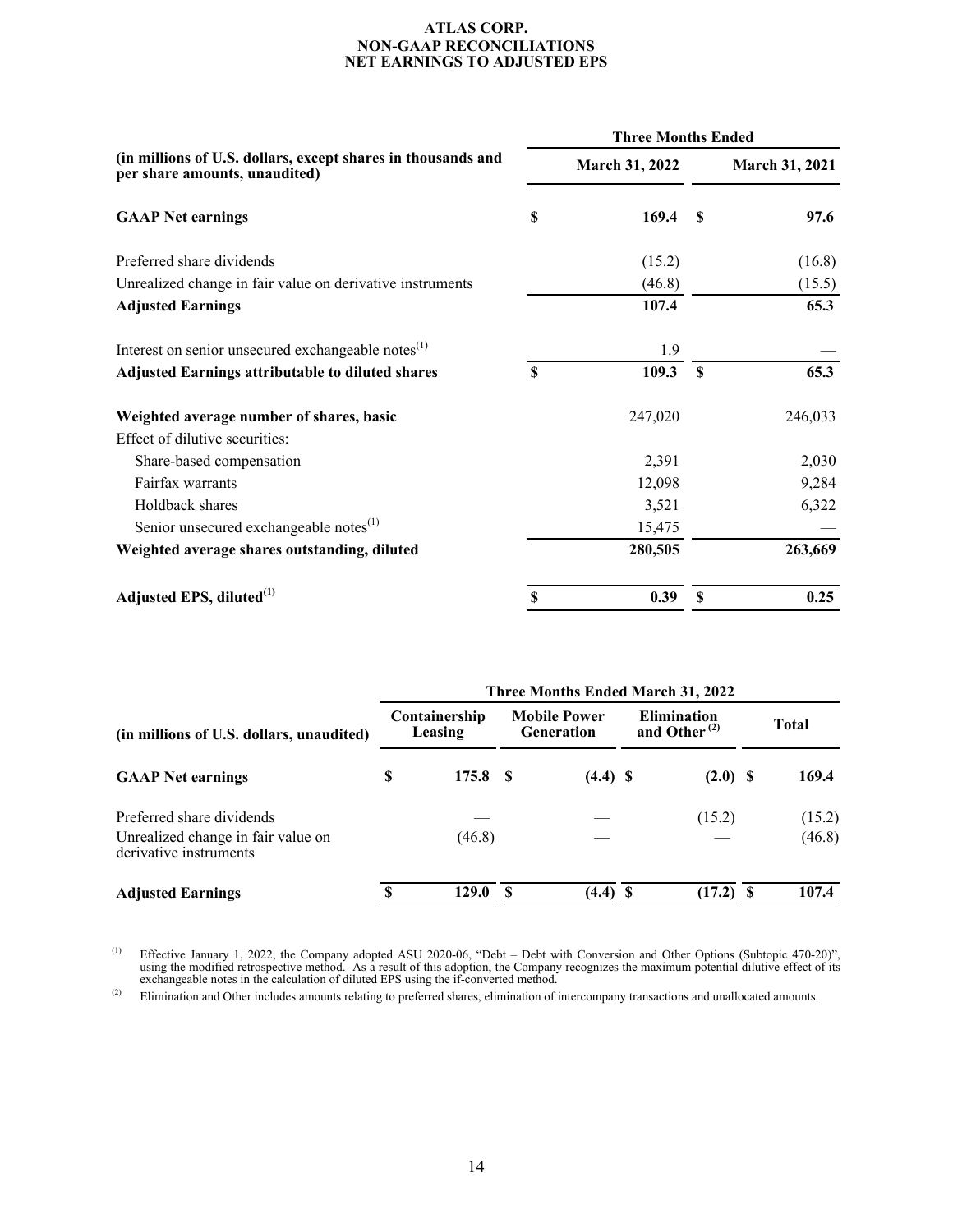# ATLAS CORP.
## NON-GAAP RECONCILIATIONS
## NET EARNINGS TO ADJUSTED EPS

| (in millions of U.S. dollars, except shares in thousands and per share amounts, unaudited) | Three Months Ended March 31, 2022 | Three Months Ended March 31, 2021 |
|---|---|---|
| **GAAP Net earnings** | **$ 169.4** | **$ 97.6** |
| Preferred share dividends | (15.2) | (16.8) |
| Unrealized change in fair value on derivative instruments | (46.8) | (15.5) |
| **Adjusted Earnings** | **107.4** | **65.3** |
| Interest on senior unsecured exchangeable notes[1] | 1.9 | — |
| **Adjusted Earnings attributable to diluted shares** | **$ 109.3** | **$ 65.3** |
| **Weighted average number of shares, basic** | 247,020 | 246,033 |
| Effect of dilutive securities: | | |
| Share-based compensation | 2,391 | 2,030 |
| Fairfax warrants | 12,098 | 9,284 |
| Holdback shares | 3,521 | 6,322 |
| Senior unsecured exchangeable notes[1] | 15,475 | — |
| **Weighted average shares outstanding, diluted** | **280,505** | **263,669** |
| **Adjusted EPS, diluted[1]** | **$ 0.39** | **$ 0.25** |

| (in millions of U.S. dollars, unaudited) | Three Months Ended March 31, 2022 Containership Leasing | Mobile Power Generation | Elimination and Other[2] | Total |
|---|---|---|---|---|
| **GAAP Net earnings** | **$ 175.8** | **$ (4.4)** | **$ (2.0)** | **$ 169.4** |
| Preferred share dividends | — | — | (15.2) | (15.2) |
| Unrealized change in fair value on derivative instruments | (46.8) | — | — | (46.8) |
| **Adjusted Earnings** | **$ 129.0** | **$ (4.4)** | **$ (17.2)** | **$ 107.4** |

(1) Effective January 1, 2022, the Company adopted ASU 2020-06, "Debt – Debt with Conversion and Other Options (Subtopic 470-20)", using the modified retrospective method. As a result of this adoption, the Company recognizes the maximum potential dilutive effect of its exchangeable notes in the calculation of diluted EPS using the if-converted method.

(2) Elimination and Other includes amounts relating to preferred shares, elimination of intercompany transactions and unallocated amounts.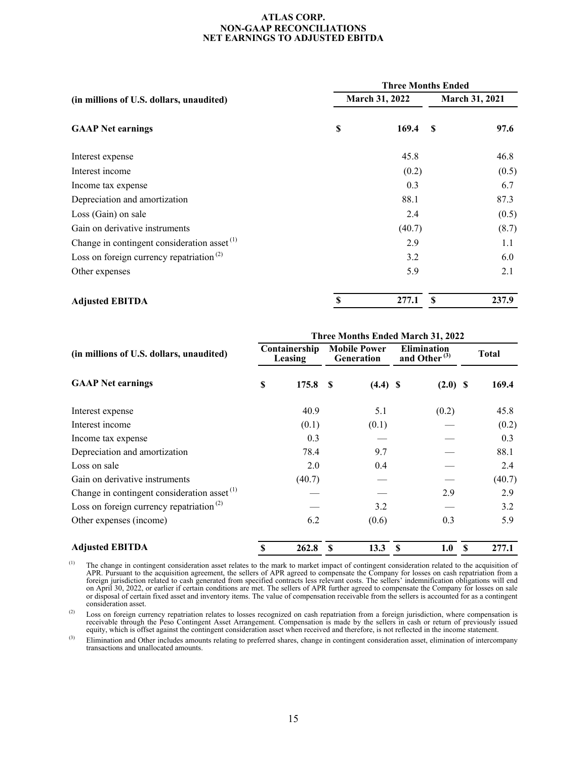**ATLAS CORP.**
**NON-GAAP RECONCILIATIONS**
**NET EARNINGS TO ADJUSTED EBITDA**

| (in millions of U.S. dollars, unaudited) | Three Months Ended March 31, 2022 | Three Months Ended March 31, 2021 |
|---|---|---|
| **GAAP Net earnings** | **$ 169.4** | **$ 97.6** |
| Interest expense | 45.8 | 46.8 |
| Interest income | (0.2) | (0.5) |
| Income tax expense | 0.3 | 6.7 |
| Depreciation and amortization | 88.1 | 87.3 |
| Loss (Gain) on sale | 2.4 | (0.5) |
| Gain on derivative instruments | (40.7) | (8.7) |
| Change in contingent consideration asset [(1)] | 2.9 | 1.1 |
| Loss on foreign currency repatriation [(2)] | 3.2 | 6.0 |
| Other expenses | 5.9 | 2.1 |
| **Adjusted EBITDA** | **$ 277.1** | **$ 237.9** |

| (in millions of U.S. dollars, unaudited) | Three Months Ended March 31, 2022 | | | |
|---|---|---|---|---|
| | Containership Leasing | Mobile Power Generation | Elimination and Other [(3)] | Total |
| **GAAP Net earnings** | **$ 175.8** | **$ (4.4)** | **$ (2.0)** | **$ 169.4** |
| Interest expense | 40.9 | 5.1 | (0.2) | 45.8 |
| Interest income | (0.1) | (0.1) | — | (0.2) |
| Income tax expense | 0.3 | — | — | 0.3 |
| Depreciation and amortization | 78.4 | 9.7 | — | 88.1 |
| Loss on sale | 2.0 | 0.4 | — | 2.4 |
| Gain on derivative instruments | (40.7) | — | — | (40.7) |
| Change in contingent consideration asset [(1)] | — | — | 2.9 | 2.9 |
| Loss on foreign currency repatriation [(2)] | — | 3.2 | — | 3.2 |
| Other expenses (income) | 6.2 | (0.6) | 0.3 | 5.9 |
| **Adjusted EBITDA** | **$ 262.8** | **$ 13.3** | **$ 1.0** | **$ 277.1** |

(1) The change in contingent consideration asset relates to the mark to market impact of contingent consideration related to the acquisition of APR. Pursuant to the acquisition agreement, the sellers of APR agreed to compensate the Company for losses on cash repatriation from a foreign jurisdiction related to cash generated from specified contracts less relevant costs. The sellers' indemnification obligations will end on April 30, 2022, or earlier if certain conditions are met. The sellers of APR further agreed to compensate the Company for losses on sale or disposal of certain fixed asset and inventory items. The value of compensation receivable from the sellers is accounted for as a contingent consideration asset.

(2) Loss on foreign currency repatriation relates to losses recognized on cash repatriation from a foreign jurisdiction, where compensation is receivable through the Peso Contingent Asset Arrangement. Compensation is made by the sellers in cash or return of previously issued equity, which is offset against the contingent consideration asset when received and therefore, is not reflected in the income statement.

(3) Elimination and Other includes amounts relating to preferred shares, change in contingent consideration asset, elimination of intercompany transactions and unallocated amounts.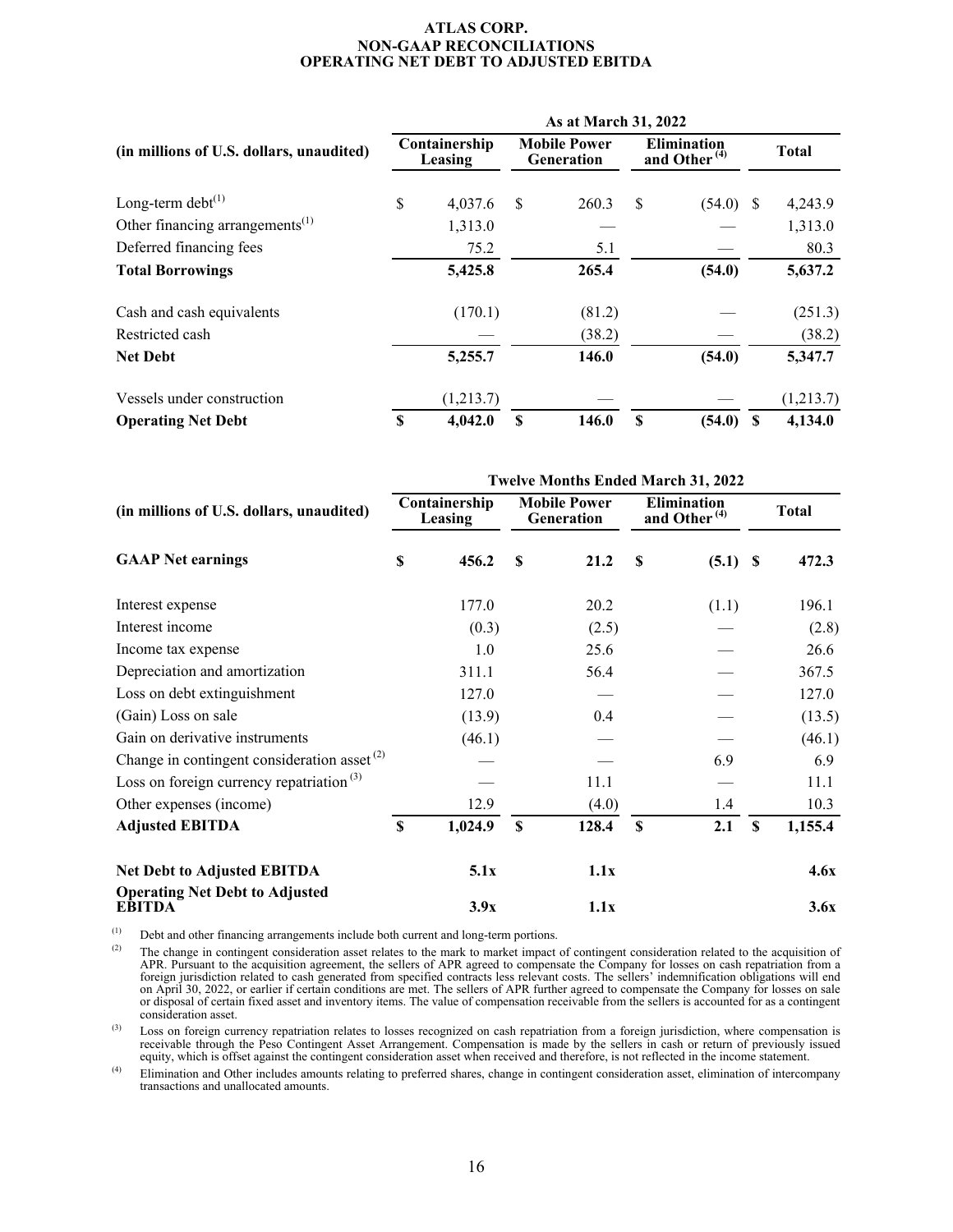# ATLAS CORP.
## NON-GAAP RECONCILIATIONS
## OPERATING NET DEBT TO ADJUSTED EBITDA

| (in millions of U.S. dollars, unaudited) | As at March 31, 2022 | | | |
|---|---|---|---|---|
| | Containership Leasing | Mobile Power Generation | Elimination and Other [4] | Total |
| Long-term debt[1] | $ 4,037.6 | $ 260.3 | $ (54.0) | $ 4,243.9 |
| Other financing arrangements[1] | 1,313.0 | — | — | 1,313.0 |
| Deferred financing fees | 75.2 | 5.1 | — | 80.3 |
| **Total Borrowings** | **5,425.8** | **265.4** | **(54.0)** | **5,637.2** |
| Cash and cash equivalents | (170.1) | (81.2) | — | (251.3) |
| Restricted cash | — | (38.2) | — | (38.2) |
| **Net Debt** | **5,255.7** | **146.0** | **(54.0)** | **5,347.7** |
| Vessels under construction | (1,213.7) | — | — | (1,213.7) |
| **Operating Net Debt** | **$ 4,042.0** | **$ 146.0** | **$ (54.0)** | **$ 4,134.0** |

| (in millions of U.S. dollars, unaudited) | Twelve Months Ended March 31, 2022 | | | |
|---|---|---|---|---|
| | Containership Leasing | Mobile Power Generation | Elimination and Other [4] | Total |
| **GAAP Net earnings** | **$ 456.2** | **$ 21.2** | **$ (5.1)** | **$ 472.3** |
| Interest expense | 177.0 | 20.2 | (1.1) | 196.1 |
| Interest income | (0.3) | (2.5) | — | (2.8) |
| Income tax expense | 1.0 | 25.6 | — | 26.6 |
| Depreciation and amortization | 311.1 | 56.4 | — | 367.5 |
| Loss on debt extinguishment | 127.0 | — | — | 127.0 |
| (Gain) Loss on sale | (13.9) | 0.4 | — | (13.5) |
| Gain on derivative instruments | (46.1) | — | — | (46.1) |
| Change in contingent consideration asset [2] | — | — | 6.9 | 6.9 |
| Loss on foreign currency repatriation [3] | — | 11.1 | — | 11.1 |
| Other expenses (income) | 12.9 | (4.0) | 1.4 | 10.3 |
| **Adjusted EBITDA** | **$ 1,024.9** | **$ 128.4** | **$ 2.1** | **$ 1,155.4** |
| **Net Debt to Adjusted EBITDA** | **5.1x** | **1.1x** | | **4.6x** |
| **Operating Net Debt to Adjusted EBITDA** | **3.9x** | **1.1x** | | **3.6x** |

(1) Debt and other financing arrangements include both current and long-term portions.

(2) The change in contingent consideration asset relates to the mark to market impact of contingent consideration related to the acquisition of APR. Pursuant to the acquisition agreement, the sellers of APR agreed to compensate the Company for losses on cash repatriation from a foreign jurisdiction related to cash generated from specified contracts less relevant costs. The sellers' indemnification obligations will end on April 30, 2022, or earlier if certain conditions are met. The sellers of APR further agreed to compensate the Company for losses on sale or disposal of certain fixed asset and inventory items. The value of compensation receivable from the sellers is accounted for as a contingent consideration asset.

(3) Loss on foreign currency repatriation relates to losses recognized on cash repatriation from a foreign jurisdiction, where compensation is receivable through the Peso Contingent Asset Arrangement. Compensation is made by the sellers in cash or return of previously issued equity, which is offset against the contingent consideration asset when received and therefore, is not reflected in the income statement.

(4) Elimination and Other includes amounts relating to preferred shares, change in contingent consideration asset, elimination of intercompany transactions and unallocated amounts.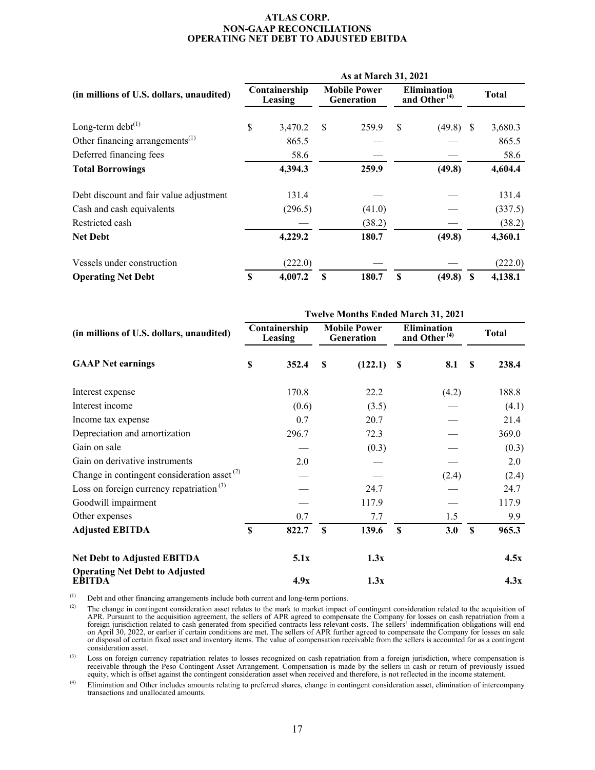# ATLAS CORP.
## NON-GAAP RECONCILIATIONS
## OPERATING NET DEBT TO ADJUSTED EBITDA

| (in millions of U.S. dollars, unaudited) | As at March 31, 2021 | | | |
|---|---|---|---|---|
| | Containership Leasing | Mobile Power Generation | Elimination and Other [(4)] | Total |
| Long-term debt[(1)] | $ 3,470.2 | $ 259.9 | $ (49.8) | $ 3,680.3 |
| Other financing arrangements[(1)] | 865.5 | — | — | 865.5 |
| Deferred financing fees | 58.6 | — | — | 58.6 |
| **Total Borrowings** | **4,394.3** | **259.9** | **(49.8)** | **4,604.4** |
| Debt discount and fair value adjustment | 131.4 | — | — | 131.4 |
| Cash and cash equivalents | (296.5) | (41.0) | — | (337.5) |
| Restricted cash | — | (38.2) | — | (38.2) |
| **Net Debt** | **4,229.2** | **180.7** | **(49.8)** | **4,360.1** |
| Vessels under construction | (222.0) | — | — | (222.0) |
| **Operating Net Debt** | **$ 4,007.2** | **$ 180.7** | **$ (49.8)** | **$ 4,138.1** |

| (in millions of U.S. dollars, unaudited) | Twelve Months Ended March 31, 2021 | | | |
|---|---|---|---|---|
| | Containership Leasing | Mobile Power Generation | Elimination and Other [(4)] | Total |
| **GAAP Net earnings** | **$ 352.4** | **$ (122.1)** | **$ 8.1** | **$ 238.4** |
| Interest expense | 170.8 | 22.2 | (4.2) | 188.8 |
| Interest income | (0.6) | (3.5) | — | (4.1) |
| Income tax expense | 0.7 | 20.7 | — | 21.4 |
| Depreciation and amortization | 296.7 | 72.3 | — | 369.0 |
| Gain on sale | — | (0.3) | — | (0.3) |
| Gain on derivative instruments | 2.0 | — | — | 2.0 |
| Change in contingent consideration asset [(2)] | — | — | (2.4) | (2.4) |
| Loss on foreign currency repatriation [(3)] | — | 24.7 | — | 24.7 |
| Goodwill impairment | — | 117.9 | — | 117.9 |
| Other expenses | 0.7 | 7.7 | 1.5 | 9.9 |
| **Adjusted EBITDA** | **$ 822.7** | **$ 139.6** | **$ 3.0** | **$ 965.3** |
| **Net Debt to Adjusted EBITDA** | **5.1x** | **1.3x** | | **4.5x** |
| **Operating Net Debt to Adjusted EBITDA** | **4.9x** | **1.3x** | | **4.3x** |

(1) Debt and other financing arrangements include both current and long-term portions.

(2) The change in contingent consideration asset relates to the mark to market impact of contingent consideration related to the acquisition of APR. Pursuant to the acquisition agreement, the sellers of APR agreed to compensate the Company for losses on cash repatriation from a foreign jurisdiction related to cash generated from specified contracts less relevant costs. The sellers' indemnification obligations will end on April 30, 2022, or earlier if certain conditions are met. The sellers of APR further agreed to compensate the Company for losses on sale or disposal of certain fixed asset and inventory items. The value of compensation receivable from the sellers is accounted for as a contingent consideration asset.

(3) Loss on foreign currency repatriation relates to losses recognized on cash repatriation from a foreign jurisdiction, where compensation is receivable through the Peso Contingent Asset Arrangement. Compensation is made by the sellers in cash or return of previously issued equity, which is offset against the contingent consideration asset when received and therefore, is not reflected in the income statement.

(4) Elimination and Other includes amounts relating to preferred shares, change in contingent consideration asset, elimination of intercompany transactions and unallocated amounts.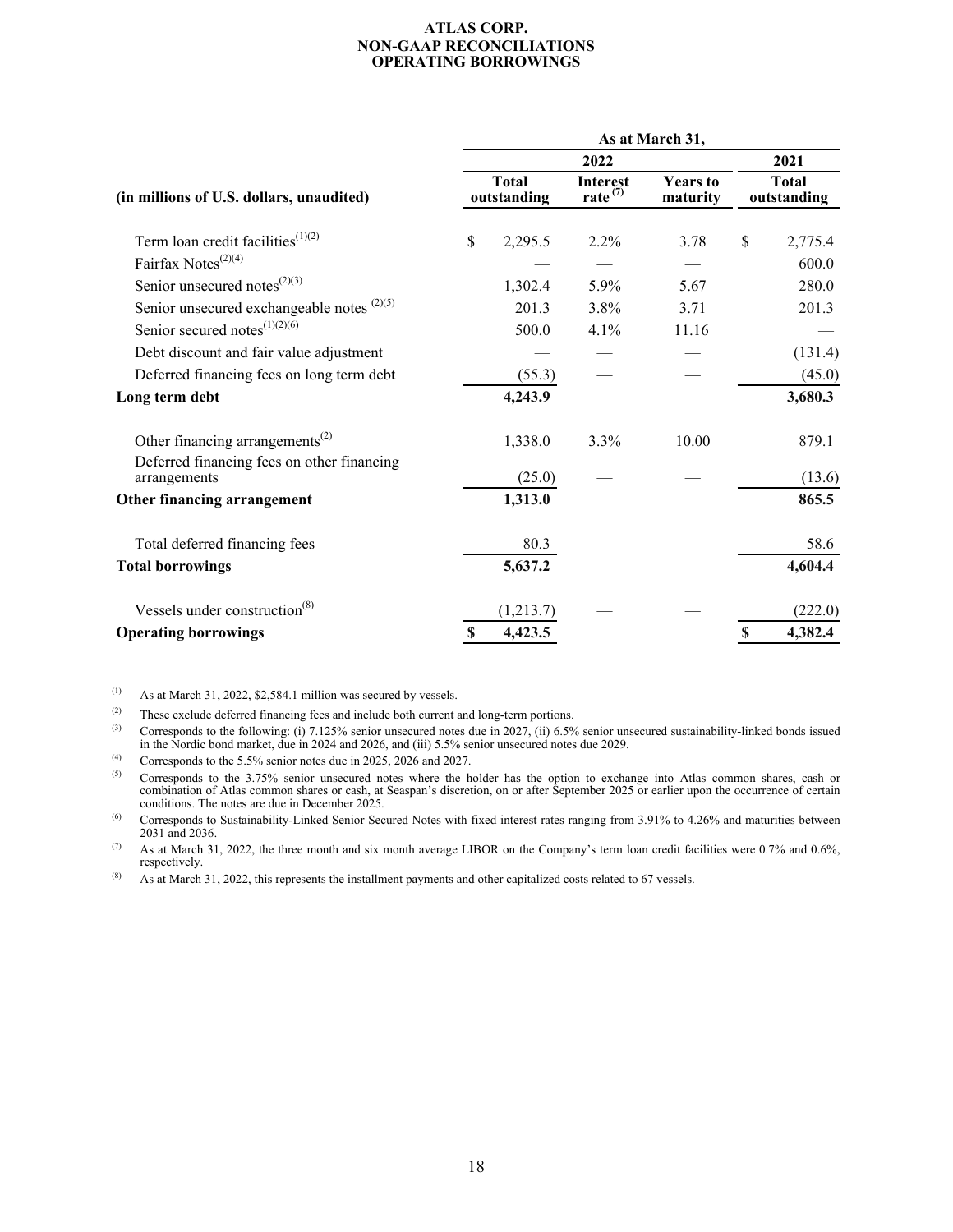# ATLAS CORP.
## NON-GAAP RECONCILIATIONS
## OPERATING BORROWINGS

| (in millions of U.S. dollars, unaudited) | As at March 31, 2022 Total outstanding | 2022 Interest rate [7] | 2022 Years to maturity | 2021 Total outstanding |
|---|---|---|---|---|
| Term loan credit facilities[1][2] | $ 2,295.5 | 2.2% | 3.78 | $ 2,775.4 |
| Fairfax Notes[2][4] | — | — | — | 600.0 |
| Senior unsecured notes[2][3] | 1,302.4 | 5.9% | 5.67 | 280.0 |
| Senior unsecured exchangeable notes [2][5] | 201.3 | 3.8% | 3.71 | 201.3 |
| Senior secured notes[1][2][6] | 500.0 | 4.1% | 11.16 | — |
| Debt discount and fair value adjustment | — | — | — | (131.4) |
| Deferred financing fees on long term debt | (55.3) | — | — | (45.0) |
| **Long term debt** | **4,243.9** | | | **3,680.3** |
| Other financing arrangements[2] | 1,338.0 | 3.3% | 10.00 | 879.1 |
| Deferred financing fees on other financing arrangements | (25.0) | — | — | (13.6) |
| **Other financing arrangement** | **1,313.0** | | | **865.5** |
| Total deferred financing fees | 80.3 | — | — | 58.6 |
| **Total borrowings** | **5,637.2** | | | **4,604.4** |
| Vessels under construction[8] | (1,213.7) | — | — | (222.0) |
| **Operating borrowings** | **$ 4,423.5** | | | **$ 4,382.4** |

(1) As at March 31, 2022, $2,584.1 million was secured by vessels.

(2) These exclude deferred financing fees and include both current and long-term portions.

(3) Corresponds to the following: (i) 7.125% senior unsecured notes due in 2027, (ii) 6.5% senior unsecured sustainability-linked bonds issued in the Nordic bond market, due in 2024 and 2026, and (iii) 5.5% senior unsecured notes due 2029.

(4) Corresponds to the 5.5% senior notes due in 2025, 2026 and 2027.

(5) Corresponds to the 3.75% senior unsecured notes where the holder has the option to exchange into Atlas common shares, cash or combination of Atlas common shares or cash, at Seaspan's discretion, on or after September 2025 or earlier upon the occurrence of certain conditions. The notes are due in December 2025.

(6) Corresponds to Sustainability-Linked Senior Secured Notes with fixed interest rates ranging from 3.91% to 4.26% and maturities between 2031 and 2036.

(7) As at March 31, 2022, the three month and six month average LIBOR on the Company's term loan credit facilities were 0.7% and 0.6%, respectively.

(8) As at March 31, 2022, this represents the installment payments and other capitalized costs related to 67 vessels.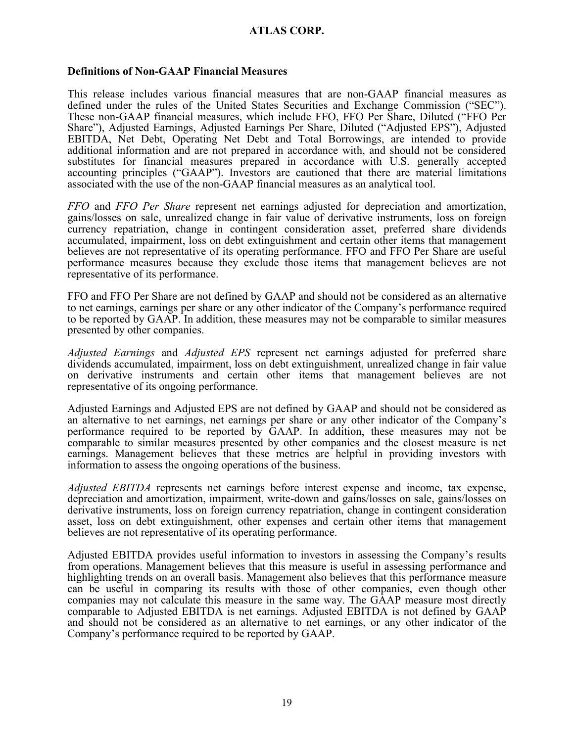## Definitions of Non-GAAP Financial Measures

This release includes various financial measures that are non-GAAP financial measures as defined under the rules of the United States Securities and Exchange Commission ("SEC"). These non-GAAP financial measures, which include FFO, FFO Per Share, Diluted ("FFO Per Share"), Adjusted Earnings, Adjusted Earnings Per Share, Diluted ("Adjusted EPS"), Adjusted EBITDA, Net Debt, Operating Net Debt and Total Borrowings, are intended to provide additional information and are not prepared in accordance with, and should not be considered substitutes for financial measures prepared in accordance with U.S. generally accepted accounting principles ("GAAP"). Investors are cautioned that there are material limitations associated with the use of the non-GAAP financial measures as an analytical tool.

*FFO* and *FFO Per Share* represent net earnings adjusted for depreciation and amortization, gains/losses on sale, unrealized change in fair value of derivative instruments, loss on foreign currency repatriation, change in contingent consideration asset, preferred share dividends accumulated, impairment, loss on debt extinguishment and certain other items that management believes are not representative of its operating performance. FFO and FFO Per Share are useful performance measures because they exclude those items that management believes are not representative of its performance.

FFO and FFO Per Share are not defined by GAAP and should not be considered as an alternative to net earnings, earnings per share or any other indicator of the Company's performance required to be reported by GAAP. In addition, these measures may not be comparable to similar measures presented by other companies.

*Adjusted Earnings* and *Adjusted EPS* represent net earnings adjusted for preferred share dividends accumulated, impairment, loss on debt extinguishment, unrealized change in fair value on derivative instruments and certain other items that management believes are not representative of its ongoing performance.

Adjusted Earnings and Adjusted EPS are not defined by GAAP and should not be considered as an alternative to net earnings, net earnings per share or any other indicator of the Company's performance required to be reported by GAAP. In addition, these measures may not be comparable to similar measures presented by other companies and the closest measure is net earnings. Management believes that these metrics are helpful in providing investors with information to assess the ongoing operations of the business.

*Adjusted EBITDA* represents net earnings before interest expense and income, tax expense, depreciation and amortization, impairment, write-down and gains/losses on sale, gains/losses on derivative instruments, loss on foreign currency repatriation, change in contingent consideration asset, loss on debt extinguishment, other expenses and certain other items that management believes are not representative of its operating performance.

Adjusted EBITDA provides useful information to investors in assessing the Company's results from operations. Management believes that this measure is useful in assessing performance and highlighting trends on an overall basis. Management also believes that this performance measure can be useful in comparing its results with those of other companies, even though other companies may not calculate this measure in the same way. The GAAP measure most directly comparable to Adjusted EBITDA is net earnings. Adjusted EBITDA is not defined by GAAP and should not be considered as an alternative to net earnings, or any other indicator of the Company's performance required to be reported by GAAP.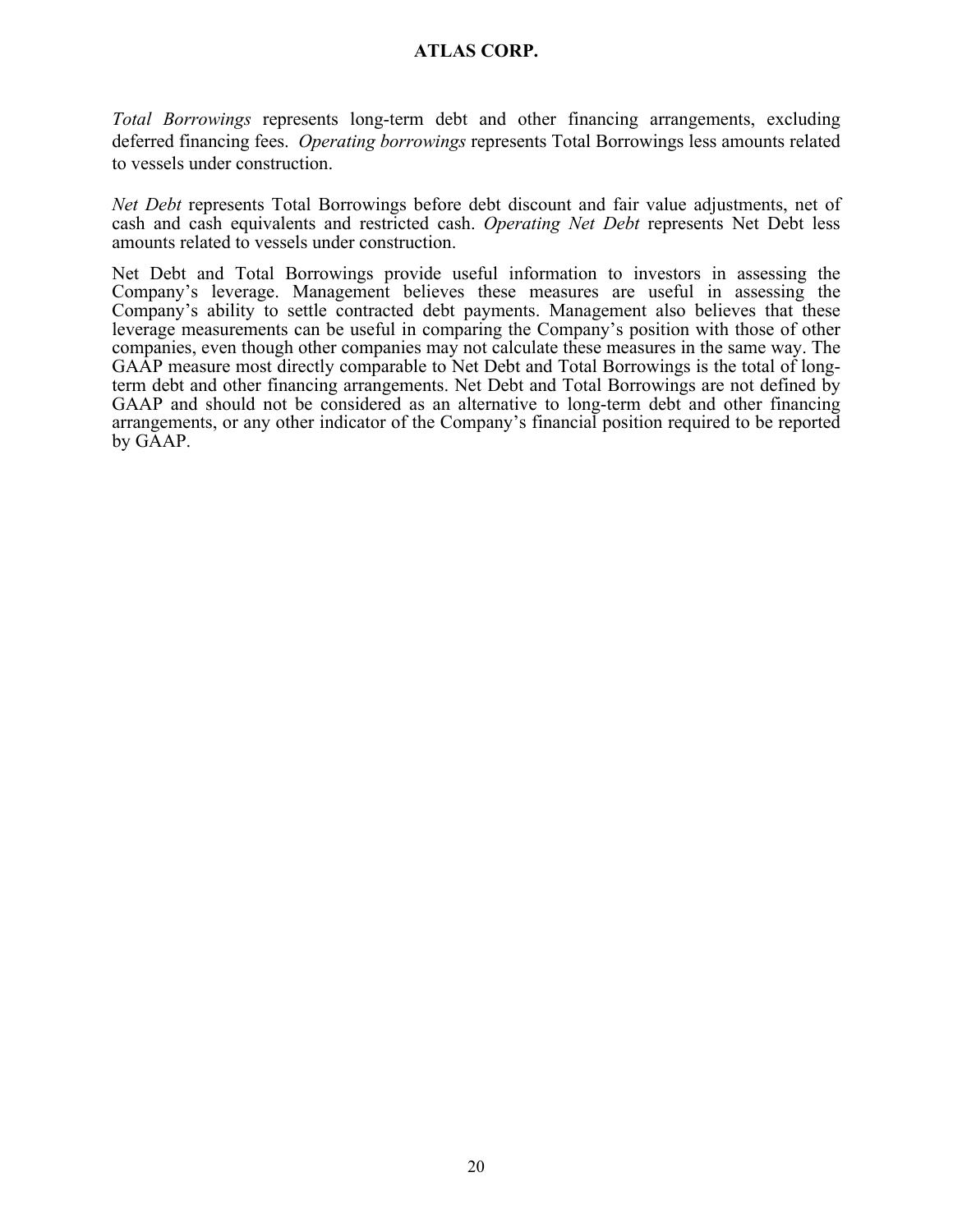*Total Borrowings* represents long-term debt and other financing arrangements, excluding deferred financing fees. *Operating borrowings* represents Total Borrowings less amounts related to vessels under construction.

*Net Debt* represents Total Borrowings before debt discount and fair value adjustments, net of cash and cash equivalents and restricted cash. *Operating Net Debt* represents Net Debt less amounts related to vessels under construction.

Net Debt and Total Borrowings provide useful information to investors in assessing the Company's leverage. Management believes these measures are useful in assessing the Company's ability to settle contracted debt payments. Management also believes that these leverage measurements can be useful in comparing the Company's position with those of other companies, even though other companies may not calculate these measures in the same way. The GAAP measure most directly comparable to Net Debt and Total Borrowings is the total of long-term debt and other financing arrangements. Net Debt and Total Borrowings are not defined by GAAP and should not be considered as an alternative to long-term debt and other financing arrangements, or any other indicator of the Company's financial position required to be reported by GAAP.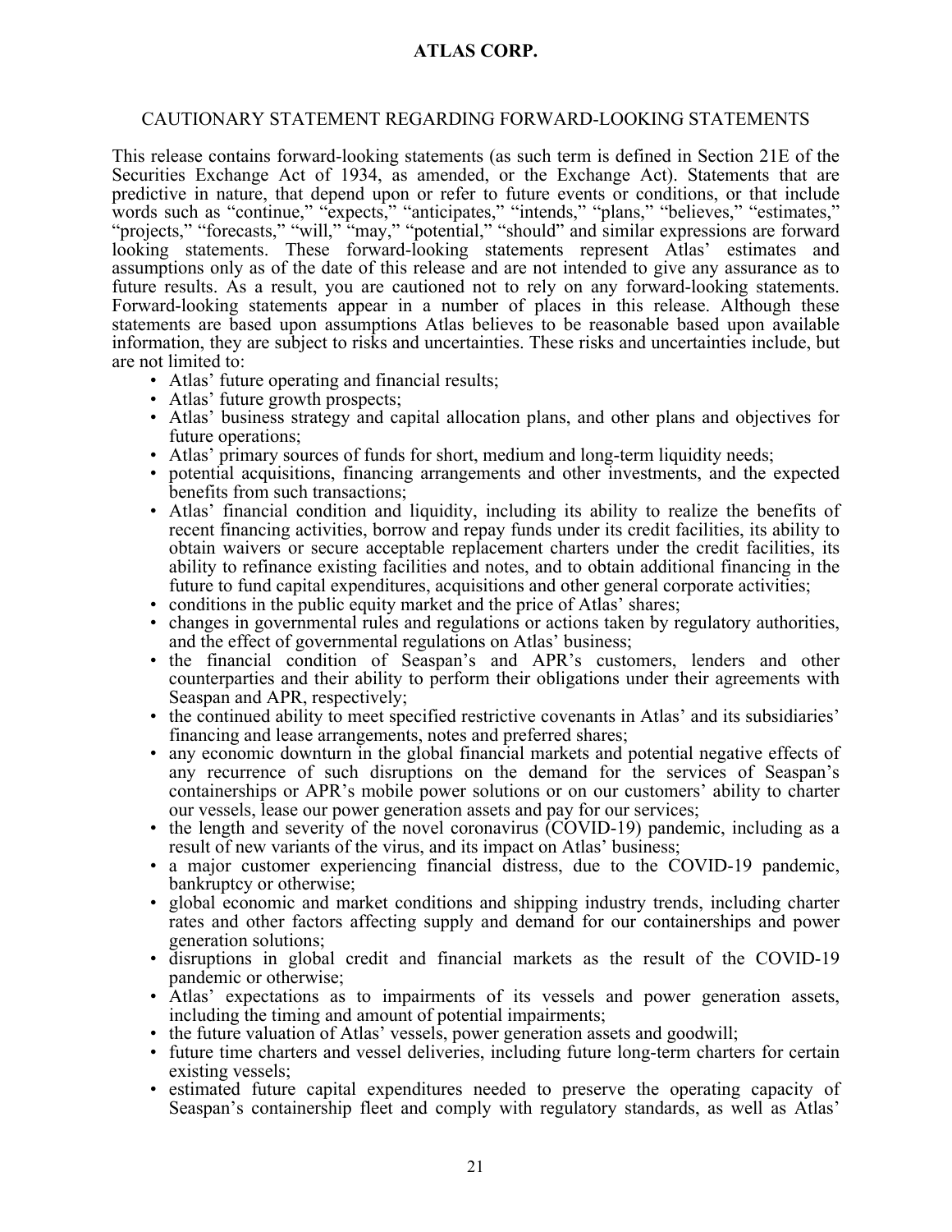CAUTIONARY STATEMENT REGARDING FORWARD-LOOKING STATEMENTS

This release contains forward-looking statements (as such term is defined in Section 21E of the Securities Exchange Act of 1934, as amended, or the Exchange Act). Statements that are predictive in nature, that depend upon or refer to future events or conditions, or that include words such as "continue," "expects," "anticipates," "intends," "plans," "believes," "estimates," "projects," "forecasts," "will," "may," "potential," "should" and similar expressions are forward looking statements. These forward-looking statements represent Atlas' estimates and assumptions only as of the date of this release and are not intended to give any assurance as to future results. As a result, you are cautioned not to rely on any forward-looking statements. Forward-looking statements appear in a number of places in this release. Although these statements are based upon assumptions Atlas believes to be reasonable based upon available information, they are subject to risks and uncertainties. These risks and uncertainties include, but are not limited to:

- Atlas' future operating and financial results;
- Atlas' future growth prospects;
- Atlas' business strategy and capital allocation plans, and other plans and objectives for future operations;
- Atlas' primary sources of funds for short, medium and long-term liquidity needs;
- potential acquisitions, financing arrangements and other investments, and the expected benefits from such transactions;
- Atlas' financial condition and liquidity, including its ability to realize the benefits of recent financing activities, borrow and repay funds under its credit facilities, its ability to obtain waivers or secure acceptable replacement charters under the credit facilities, its ability to refinance existing facilities and notes, and to obtain additional financing in the future to fund capital expenditures, acquisitions and other general corporate activities;
- conditions in the public equity market and the price of Atlas' shares;
- changes in governmental rules and regulations or actions taken by regulatory authorities, and the effect of governmental regulations on Atlas' business;
- the financial condition of Seaspan's and APR's customers, lenders and other counterparties and their ability to perform their obligations under their agreements with Seaspan and APR, respectively;
- the continued ability to meet specified restrictive covenants in Atlas' and its subsidiaries' financing and lease arrangements, notes and preferred shares;
- any economic downturn in the global financial markets and potential negative effects of any recurrence of such disruptions on the demand for the services of Seaspan's containerships or APR's mobile power solutions or on our customers' ability to charter our vessels, lease our power generation assets and pay for our services;
- the length and severity of the novel coronavirus (COVID-19) pandemic, including as a result of new variants of the virus, and its impact on Atlas' business;
- a major customer experiencing financial distress, due to the COVID-19 pandemic, bankruptcy or otherwise;
- global economic and market conditions and shipping industry trends, including charter rates and other factors affecting supply and demand for our containerships and power generation solutions;
- disruptions in global credit and financial markets as the result of the COVID-19 pandemic or otherwise;
- Atlas' expectations as to impairments of its vessels and power generation assets, including the timing and amount of potential impairments;
- the future valuation of Atlas' vessels, power generation assets and goodwill;
- future time charters and vessel deliveries, including future long-term charters for certain existing vessels;
- estimated future capital expenditures needed to preserve the operating capacity of Seaspan's containership fleet and comply with regulatory standards, as well as Atlas'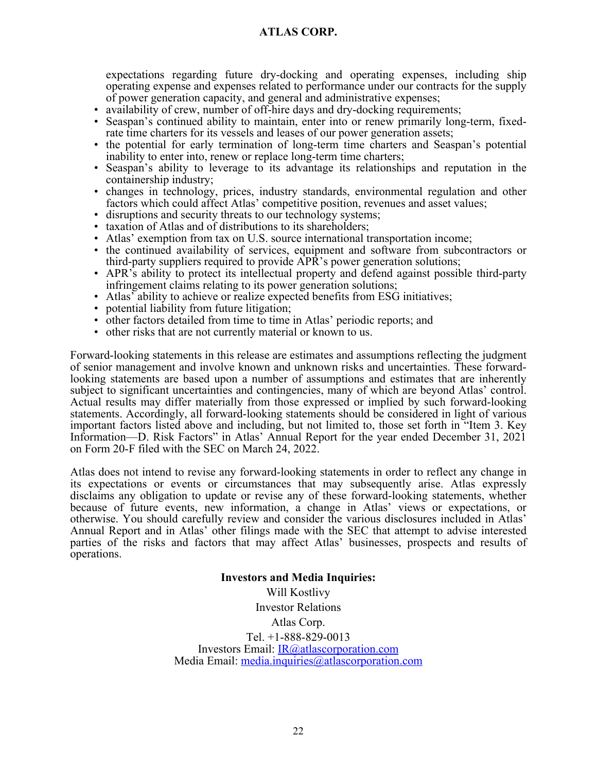expectations regarding future dry-docking and operating expenses, including ship operating expense and expenses related to performance under our contracts for the supply of power generation capacity, and general and administrative expenses;

- availability of crew, number of off-hire days and dry-docking requirements;
- Seaspan's continued ability to maintain, enter into or renew primarily long-term, fixed-rate time charters for its vessels and leases of our power generation assets;
- the potential for early termination of long-term time charters and Seaspan's potential inability to enter into, renew or replace long-term time charters;
- Seaspan's ability to leverage to its advantage its relationships and reputation in the containership industry;
- changes in technology, prices, industry standards, environmental regulation and other factors which could affect Atlas' competitive position, revenues and asset values;
- disruptions and security threats to our technology systems;
- taxation of Atlas and of distributions to its shareholders;
- Atlas' exemption from tax on U.S. source international transportation income;
- the continued availability of services, equipment and software from subcontractors or third-party suppliers required to provide APR's power generation solutions;
- APR's ability to protect its intellectual property and defend against possible third-party infringement claims relating to its power generation solutions;
- Atlas' ability to achieve or realize expected benefits from ESG initiatives;
- potential liability from future litigation;
- other factors detailed from time to time in Atlas' periodic reports; and
- other risks that are not currently material or known to us.

Forward-looking statements in this release are estimates and assumptions reflecting the judgment of senior management and involve known and unknown risks and uncertainties. These forward-looking statements are based upon a number of assumptions and estimates that are inherently subject to significant uncertainties and contingencies, many of which are beyond Atlas' control. Actual results may differ materially from those expressed or implied by such forward-looking statements. Accordingly, all forward-looking statements should be considered in light of various important factors listed above and including, but not limited to, those set forth in "Item 3. Key Information—D. Risk Factors" in Atlas' Annual Report for the year ended December 31, 2021 on Form 20-F filed with the SEC on March 24, 2022.

Atlas does not intend to revise any forward-looking statements in order to reflect any change in its expectations or events or circumstances that may subsequently arise. Atlas expressly disclaims any obligation to update or revise any of these forward-looking statements, whether because of future events, new information, a change in Atlas' views or expectations, or otherwise. You should carefully review and consider the various disclosures included in Atlas' Annual Report and in Atlas' other filings made with the SEC that attempt to advise interested parties of the risks and factors that may affect Atlas' businesses, prospects and results of operations.

**Investors and Media Inquiries:**

Will Kostlivy

Investor Relations

Atlas Corp.

Tel. +1-888-829-0013

Investors Email: IR@atlascorporation.com

Media Email: media.inquiries@atlascorporation.com